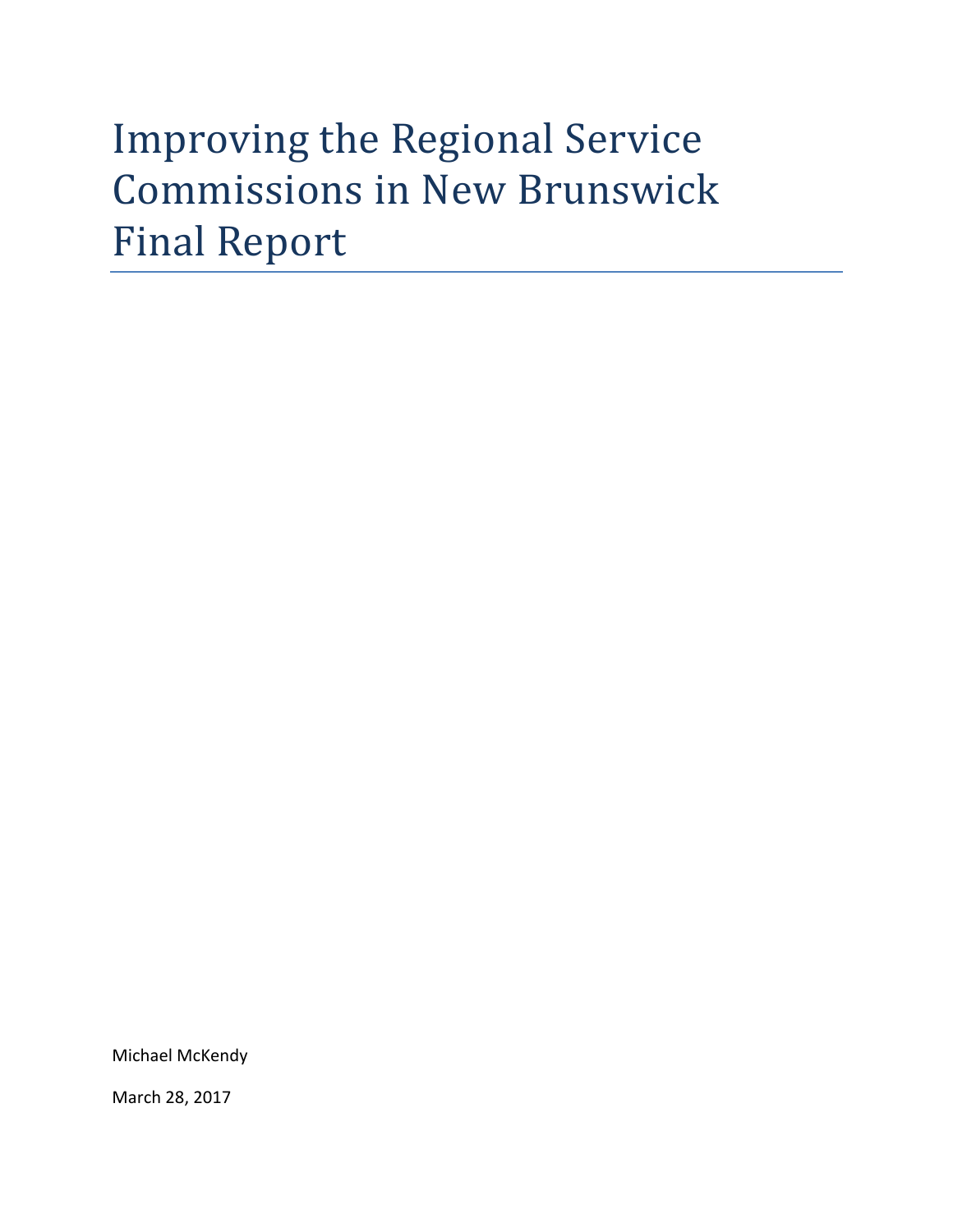# Improving the Regional Service Commissions in New Brunswick Final Report

Michael McKendy

March 28, 2017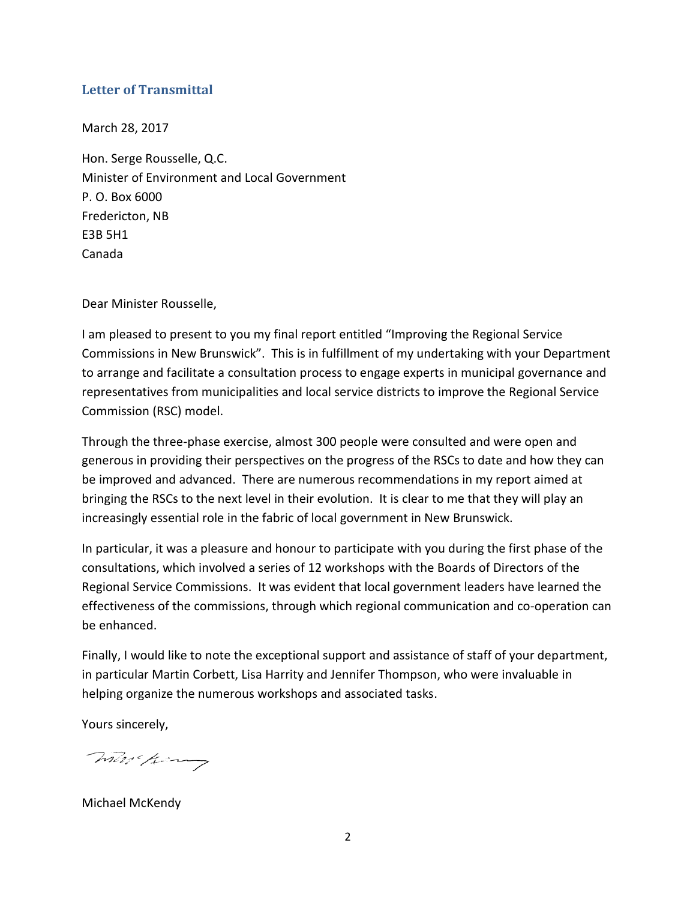## Letter of Transmittal

March 28, 2017

Hon. Serge Rousselle, Q.C.
Minister of Environment and Local Government
P. O. Box 6000
Fredericton, NB
E3B 5H1
Canada

Dear Minister Rousselle,

I am pleased to present to you my final report entitled "Improving the Regional Service Commissions in New Brunswick". This is in fulfillment of my undertaking with your Department to arrange and facilitate a consultation process to engage experts in municipal governance and representatives from municipalities and local service districts to improve the Regional Service Commission (RSC) model.

Through the three-phase exercise, almost 300 people were consulted and were open and generous in providing their perspectives on the progress of the RSCs to date and how they can be improved and advanced. There are numerous recommendations in my report aimed at bringing the RSCs to the next level in their evolution. It is clear to me that they will play an increasingly essential role in the fabric of local government in New Brunswick.

In particular, it was a pleasure and honour to participate with you during the first phase of the consultations, which involved a series of 12 workshops with the Boards of Directors of the Regional Service Commissions. It was evident that local government leaders have learned the effectiveness of the commissions, through which regional communication and co-operation can be enhanced.

Finally, I would like to note the exceptional support and assistance of staff of your department, in particular Martin Corbett, Lisa Harrity and Jennifer Thompson, who were invaluable in helping organize the numerous workshops and associated tasks.

Yours sincerely,

Michael McKendy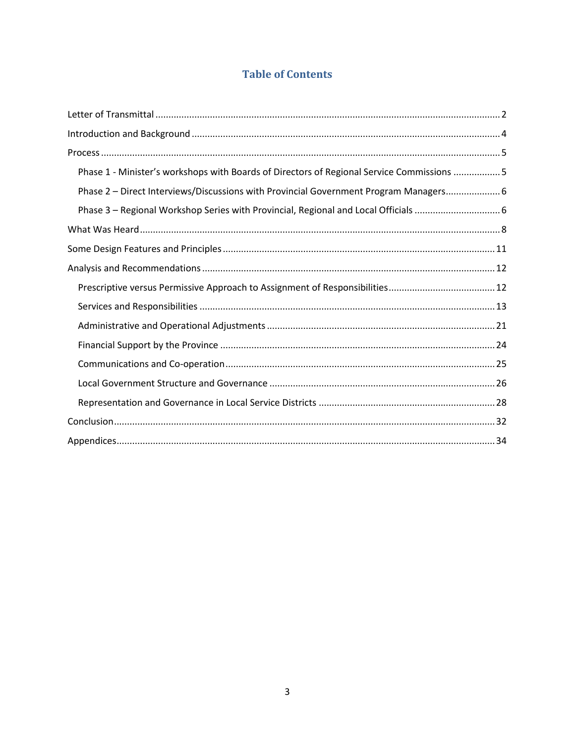# Table of Contents

- Letter of Transmittal ..... 2
- Introduction and Background ..... 4
- Process ..... 5
    - Phase 1 - Minister's workshops with Boards of Directors of Regional Service Commissions ..... 5
    - Phase 2 – Direct Interviews/Discussions with Provincial Government Program Managers ..... 6
    - Phase 3 – Regional Workshop Series with Provincial, Regional and Local Officials ..... 6
- What Was Heard ..... 8
- Some Design Features and Principles ..... 11
- Analysis and Recommendations ..... 12
    - Prescriptive versus Permissive Approach to Assignment of Responsibilities ..... 12
    - Services and Responsibilities ..... 13
    - Administrative and Operational Adjustments ..... 21
    - Financial Support by the Province ..... 24
    - Communications and Co-operation ..... 25
    - Local Government Structure and Governance ..... 26
    - Representation and Governance in Local Service Districts ..... 28
- Conclusion ..... 32
- Appendices ..... 34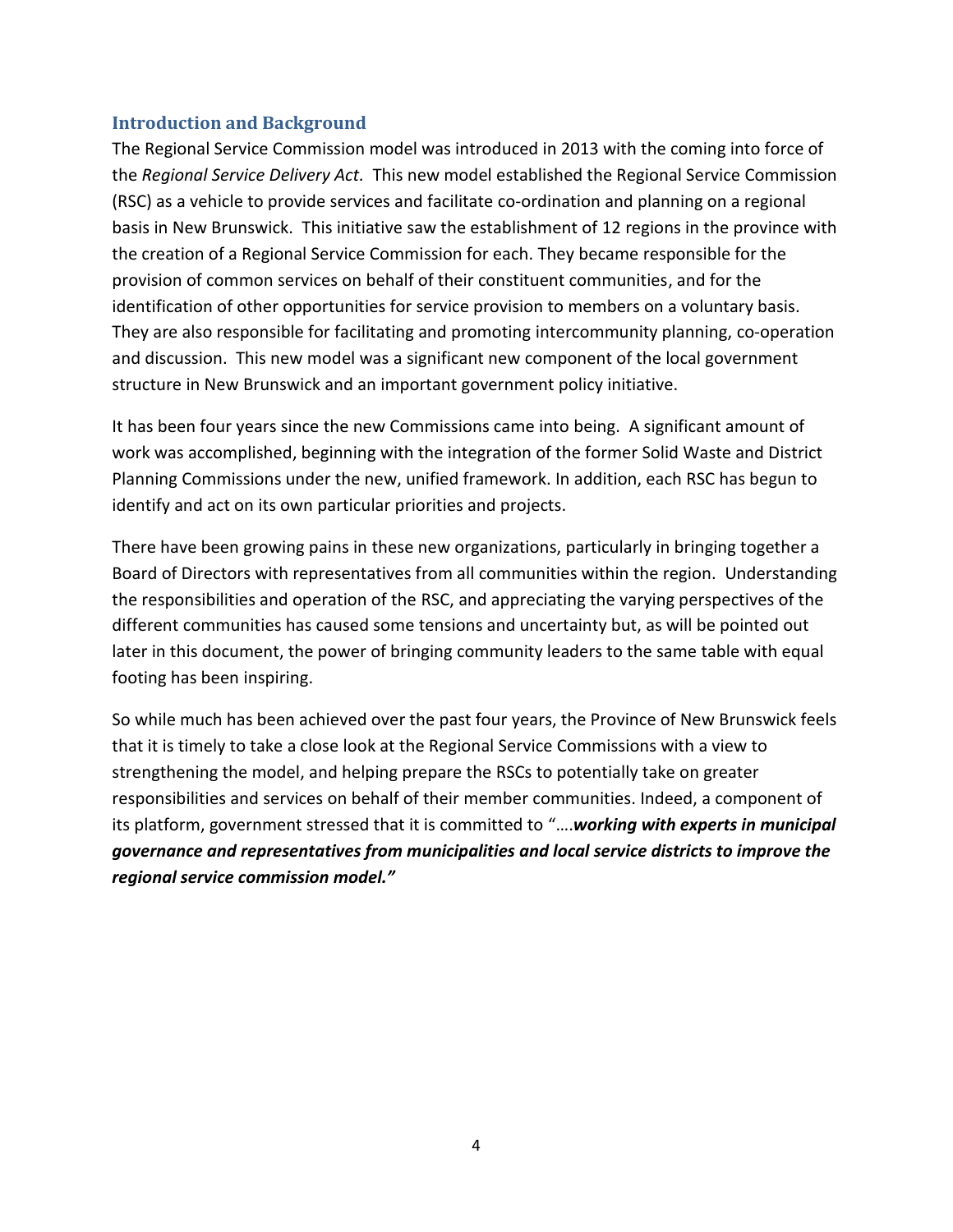## Introduction and Background

The Regional Service Commission model was introduced in 2013 with the coming into force of the *Regional Service Delivery Act.* This new model established the Regional Service Commission (RSC) as a vehicle to provide services and facilitate co-ordination and planning on a regional basis in New Brunswick. This initiative saw the establishment of 12 regions in the province with the creation of a Regional Service Commission for each. They became responsible for the provision of common services on behalf of their constituent communities, and for the identification of other opportunities for service provision to members on a voluntary basis. They are also responsible for facilitating and promoting intercommunity planning, co-operation and discussion. This new model was a significant new component of the local government structure in New Brunswick and an important government policy initiative.

It has been four years since the new Commissions came into being. A significant amount of work was accomplished, beginning with the integration of the former Solid Waste and District Planning Commissions under the new, unified framework. In addition, each RSC has begun to identify and act on its own particular priorities and projects.

There have been growing pains in these new organizations, particularly in bringing together a Board of Directors with representatives from all communities within the region. Understanding the responsibilities and operation of the RSC, and appreciating the varying perspectives of the different communities has caused some tensions and uncertainty but, as will be pointed out later in this document, the power of bringing community leaders to the same table with equal footing has been inspiring.

So while much has been achieved over the past four years, the Province of New Brunswick feels that it is timely to take a close look at the Regional Service Commissions with a view to strengthening the model, and helping prepare the RSCs to potentially take on greater responsibilities and services on behalf of their member communities. Indeed, a component of its platform, government stressed that it is committed to "….***working with experts in municipal governance and representatives from municipalities and local service districts to improve the regional service commission model."***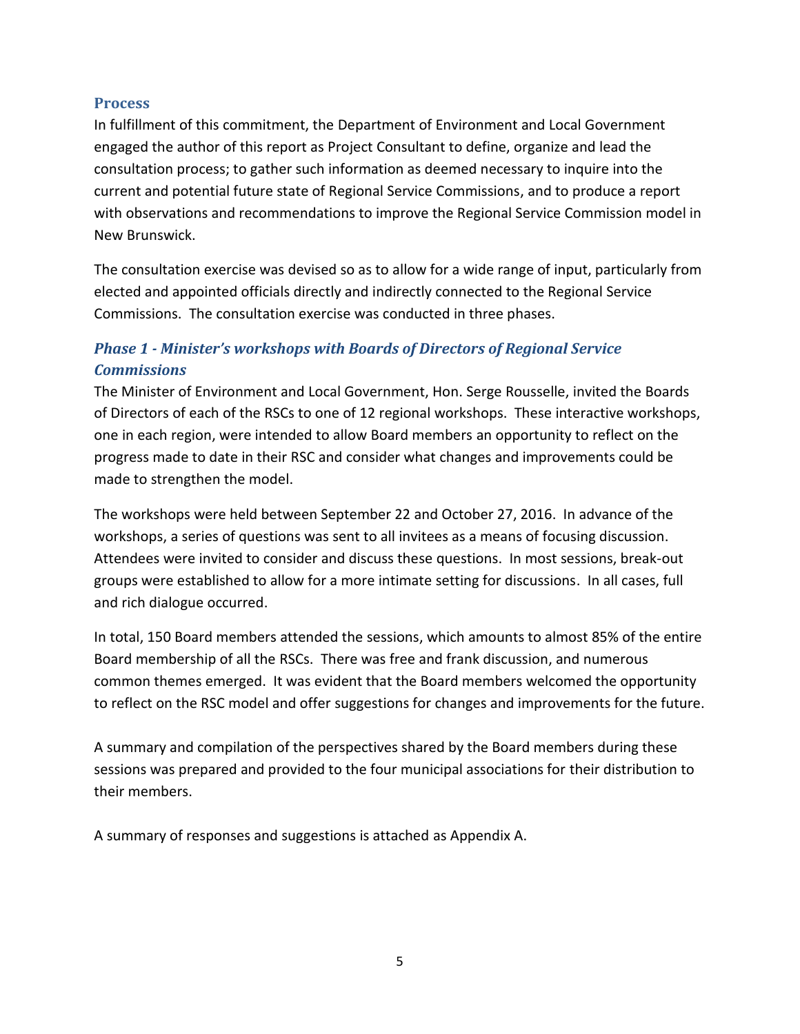## Process

In fulfillment of this commitment, the Department of Environment and Local Government engaged the author of this report as Project Consultant to define, organize and lead the consultation process; to gather such information as deemed necessary to inquire into the current and potential future state of Regional Service Commissions, and to produce a report with observations and recommendations to improve the Regional Service Commission model in New Brunswick.

The consultation exercise was devised so as to allow for a wide range of input, particularly from elected and appointed officials directly and indirectly connected to the Regional Service Commissions. The consultation exercise was conducted in three phases.

### *Phase 1 - Minister's workshops with Boards of Directors of Regional Service Commissions*

The Minister of Environment and Local Government, Hon. Serge Rousselle, invited the Boards of Directors of each of the RSCs to one of 12 regional workshops. These interactive workshops, one in each region, were intended to allow Board members an opportunity to reflect on the progress made to date in their RSC and consider what changes and improvements could be made to strengthen the model.

The workshops were held between September 22 and October 27, 2016. In advance of the workshops, a series of questions was sent to all invitees as a means of focusing discussion. Attendees were invited to consider and discuss these questions. In most sessions, break-out groups were established to allow for a more intimate setting for discussions. In all cases, full and rich dialogue occurred.

In total, 150 Board members attended the sessions, which amounts to almost 85% of the entire Board membership of all the RSCs. There was free and frank discussion, and numerous common themes emerged. It was evident that the Board members welcomed the opportunity to reflect on the RSC model and offer suggestions for changes and improvements for the future.

A summary and compilation of the perspectives shared by the Board members during these sessions was prepared and provided to the four municipal associations for their distribution to their members.

A summary of responses and suggestions is attached as Appendix A.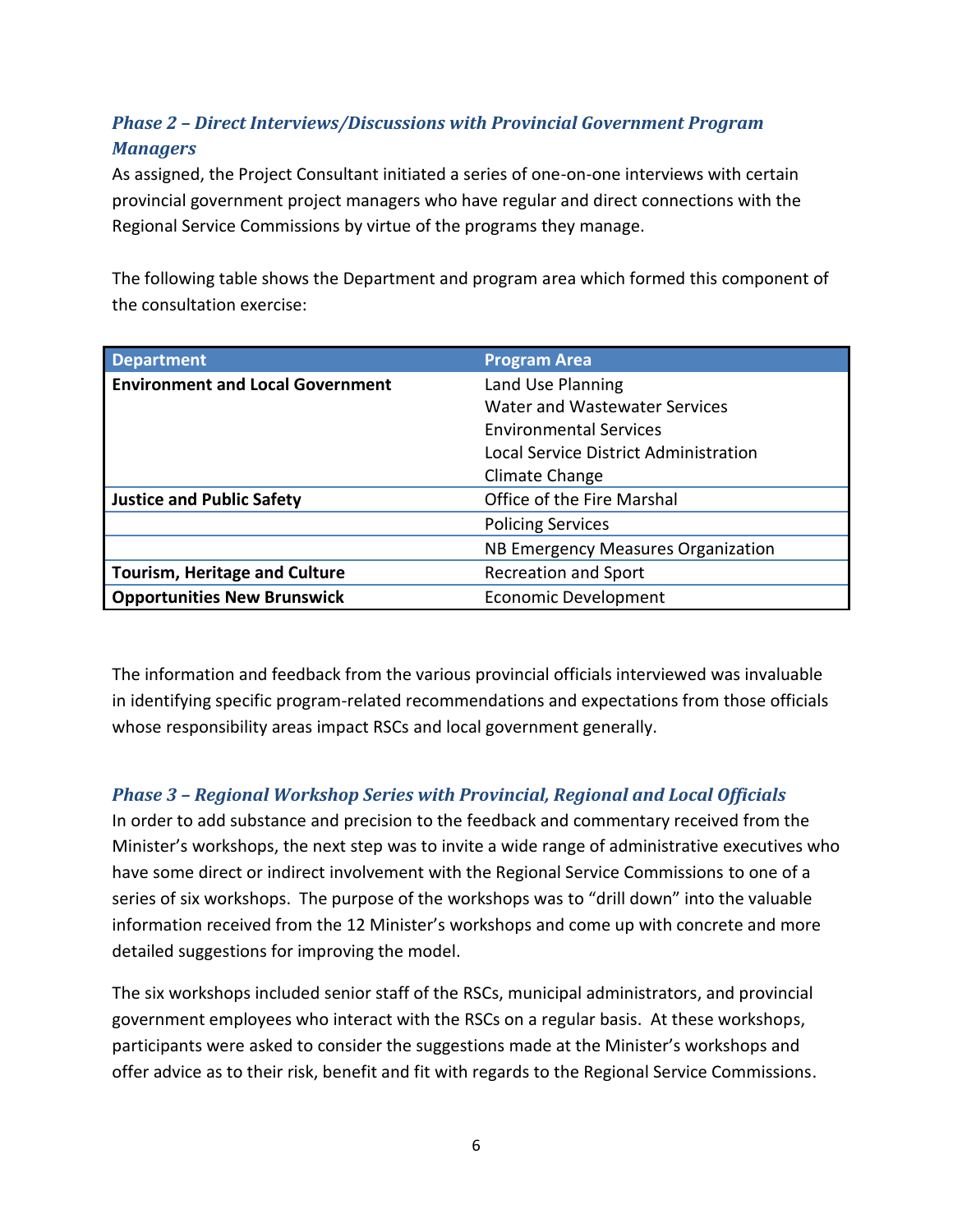### *Phase 2 – Direct Interviews/Discussions with Provincial Government Program Managers*

As assigned, the Project Consultant initiated a series of one-on-one interviews with certain provincial government project managers who have regular and direct connections with the Regional Service Commissions by virtue of the programs they manage.

The following table shows the Department and program area which formed this component of the consultation exercise:

| Department | Program Area |
|---|---|
| **Environment and Local Government** | Land Use Planning<br>Water and Wastewater Services<br>Environmental Services<br>Local Service District Administration<br>Climate Change |
| **Justice and Public Safety** | Office of the Fire Marshal |
| | Policing Services |
| | NB Emergency Measures Organization |
| **Tourism, Heritage and Culture** | Recreation and Sport |
| **Opportunities New Brunswick** | Economic Development |

The information and feedback from the various provincial officials interviewed was invaluable in identifying specific program-related recommendations and expectations from those officials whose responsibility areas impact RSCs and local government generally.

### *Phase 3 – Regional Workshop Series with Provincial, Regional and Local Officials*

In order to add substance and precision to the feedback and commentary received from the Minister's workshops, the next step was to invite a wide range of administrative executives who have some direct or indirect involvement with the Regional Service Commissions to one of a series of six workshops. The purpose of the workshops was to "drill down" into the valuable information received from the 12 Minister's workshops and come up with concrete and more detailed suggestions for improving the model.

The six workshops included senior staff of the RSCs, municipal administrators, and provincial government employees who interact with the RSCs on a regular basis. At these workshops, participants were asked to consider the suggestions made at the Minister's workshops and offer advice as to their risk, benefit and fit with regards to the Regional Service Commissions.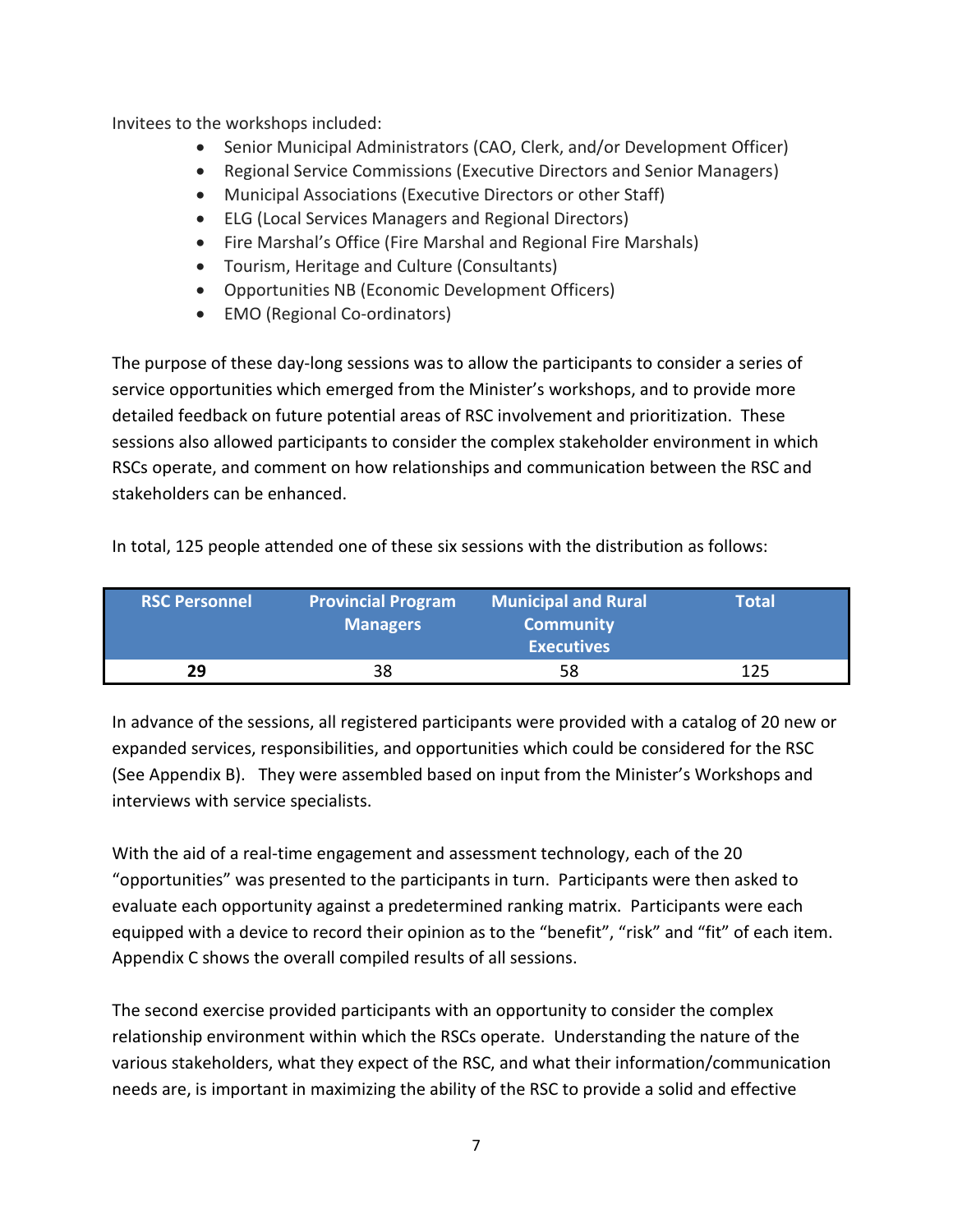Invitees to the workshops included:

- Senior Municipal Administrators (CAO, Clerk, and/or Development Officer)
- Regional Service Commissions (Executive Directors and Senior Managers)
- Municipal Associations (Executive Directors or other Staff)
- ELG (Local Services Managers and Regional Directors)
- Fire Marshal's Office (Fire Marshal and Regional Fire Marshals)
- Tourism, Heritage and Culture (Consultants)
- Opportunities NB (Economic Development Officers)
- EMO (Regional Co-ordinators)

The purpose of these day-long sessions was to allow the participants to consider a series of service opportunities which emerged from the Minister's workshops, and to provide more detailed feedback on future potential areas of RSC involvement and prioritization. These sessions also allowed participants to consider the complex stakeholder environment in which RSCs operate, and comment on how relationships and communication between the RSC and stakeholders can be enhanced.

In total, 125 people attended one of these six sessions with the distribution as follows:

| RSC Personnel | Provincial Program Managers | Municipal and Rural Community Executives | Total |
|---|---|---|---|
| **29** | 38 | 58 | 125 |

In advance of the sessions, all registered participants were provided with a catalog of 20 new or expanded services, responsibilities, and opportunities which could be considered for the RSC (See Appendix B). They were assembled based on input from the Minister's Workshops and interviews with service specialists.

With the aid of a real-time engagement and assessment technology, each of the 20 "opportunities" was presented to the participants in turn. Participants were then asked to evaluate each opportunity against a predetermined ranking matrix. Participants were each equipped with a device to record their opinion as to the "benefit", "risk" and "fit" of each item. Appendix C shows the overall compiled results of all sessions.

The second exercise provided participants with an opportunity to consider the complex relationship environment within which the RSCs operate. Understanding the nature of the various stakeholders, what they expect of the RSC, and what their information/communication needs are, is important in maximizing the ability of the RSC to provide a solid and effective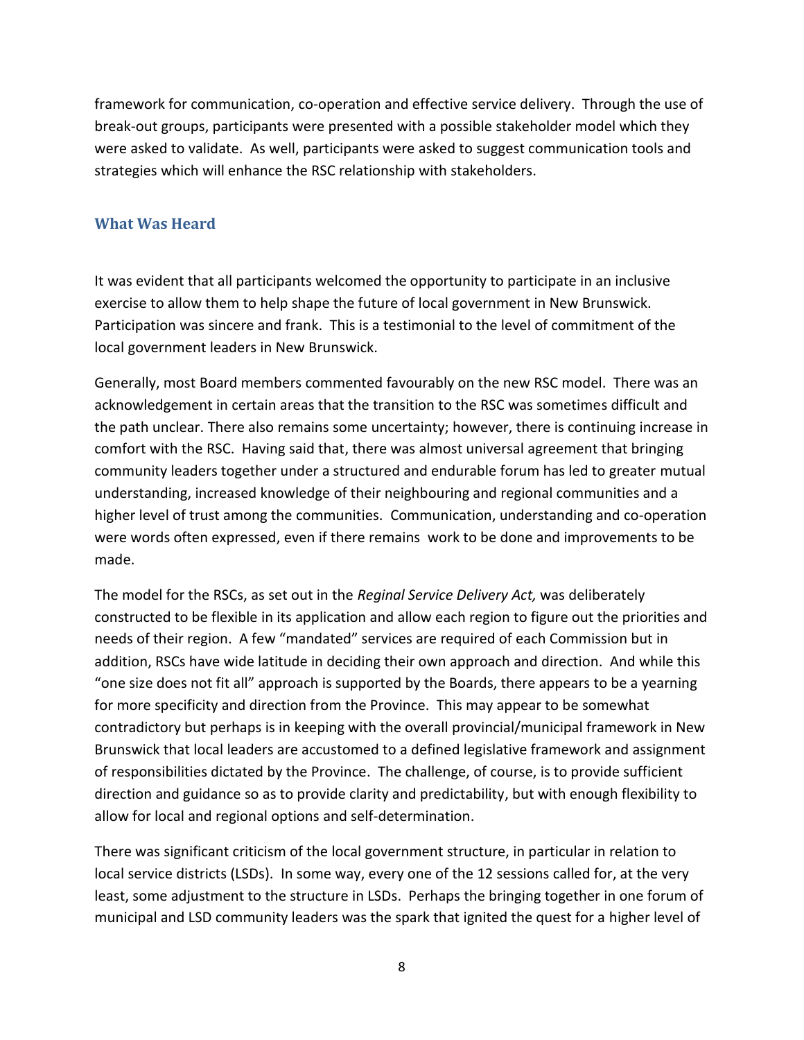framework for communication, co-operation and effective service delivery. Through the use of break-out groups, participants were presented with a possible stakeholder model which they were asked to validate. As well, participants were asked to suggest communication tools and strategies which will enhance the RSC relationship with stakeholders.

## What Was Heard

It was evident that all participants welcomed the opportunity to participate in an inclusive exercise to allow them to help shape the future of local government in New Brunswick. Participation was sincere and frank. This is a testimonial to the level of commitment of the local government leaders in New Brunswick.

Generally, most Board members commented favourably on the new RSC model. There was an acknowledgement in certain areas that the transition to the RSC was sometimes difficult and the path unclear. There also remains some uncertainty; however, there is continuing increase in comfort with the RSC. Having said that, there was almost universal agreement that bringing community leaders together under a structured and endurable forum has led to greater mutual understanding, increased knowledge of their neighbouring and regional communities and a higher level of trust among the communities. Communication, understanding and co-operation were words often expressed, even if there remains work to be done and improvements to be made.

The model for the RSCs, as set out in the *Reginal Service Delivery Act,* was deliberately constructed to be flexible in its application and allow each region to figure out the priorities and needs of their region. A few "mandated" services are required of each Commission but in addition, RSCs have wide latitude in deciding their own approach and direction. And while this "one size does not fit all" approach is supported by the Boards, there appears to be a yearning for more specificity and direction from the Province. This may appear to be somewhat contradictory but perhaps is in keeping with the overall provincial/municipal framework in New Brunswick that local leaders are accustomed to a defined legislative framework and assignment of responsibilities dictated by the Province. The challenge, of course, is to provide sufficient direction and guidance so as to provide clarity and predictability, but with enough flexibility to allow for local and regional options and self-determination.

There was significant criticism of the local government structure, in particular in relation to local service districts (LSDs). In some way, every one of the 12 sessions called for, at the very least, some adjustment to the structure in LSDs. Perhaps the bringing together in one forum of municipal and LSD community leaders was the spark that ignited the quest for a higher level of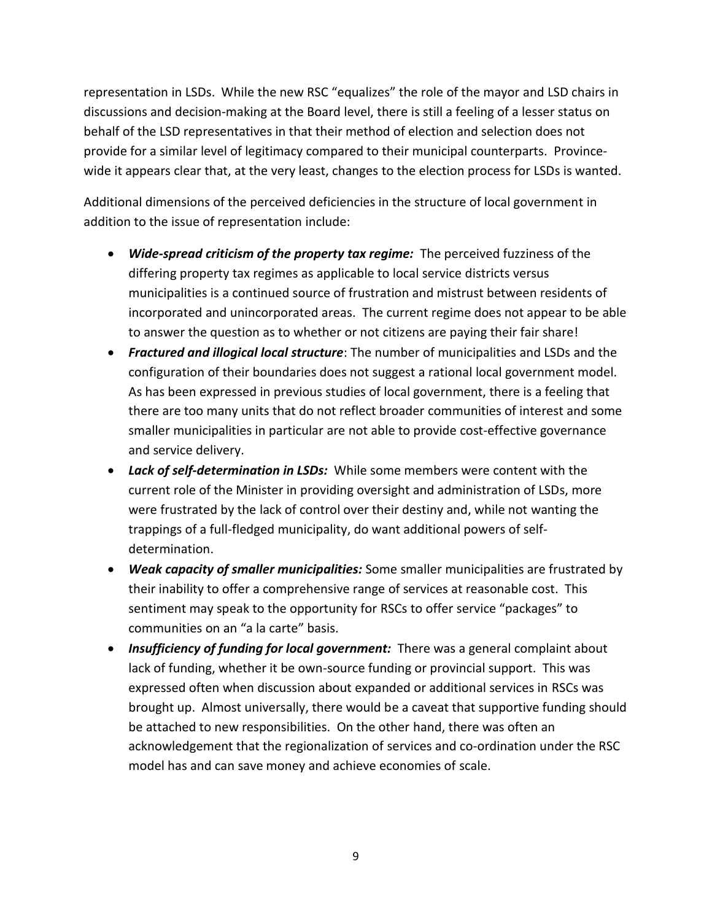representation in LSDs. While the new RSC "equalizes" the role of the mayor and LSD chairs in discussions and decision-making at the Board level, there is still a feeling of a lesser status on behalf of the LSD representatives in that their method of election and selection does not provide for a similar level of legitimacy compared to their municipal counterparts. Province-wide it appears clear that, at the very least, changes to the election process for LSDs is wanted.

Additional dimensions of the perceived deficiencies in the structure of local government in addition to the issue of representation include:

- ***Wide-spread criticism of the property tax regime:*** The perceived fuzziness of the differing property tax regimes as applicable to local service districts versus municipalities is a continued source of frustration and mistrust between residents of incorporated and unincorporated areas. The current regime does not appear to be able to answer the question as to whether or not citizens are paying their fair share!
- ***Fractured and illogical local structure***: The number of municipalities and LSDs and the configuration of their boundaries does not suggest a rational local government model. As has been expressed in previous studies of local government, there is a feeling that there are too many units that do not reflect broader communities of interest and some smaller municipalities in particular are not able to provide cost-effective governance and service delivery.
- ***Lack of self-determination in LSDs:*** While some members were content with the current role of the Minister in providing oversight and administration of LSDs, more were frustrated by the lack of control over their destiny and, while not wanting the trappings of a full-fledged municipality, do want additional powers of self-determination.
- ***Weak capacity of smaller municipalities:*** Some smaller municipalities are frustrated by their inability to offer a comprehensive range of services at reasonable cost. This sentiment may speak to the opportunity for RSCs to offer service "packages" to communities on an "a la carte" basis.
- ***Insufficiency of funding for local government:*** There was a general complaint about lack of funding, whether it be own-source funding or provincial support. This was expressed often when discussion about expanded or additional services in RSCs was brought up. Almost universally, there would be a caveat that supportive funding should be attached to new responsibilities. On the other hand, there was often an acknowledgement that the regionalization of services and co-ordination under the RSC model has and can save money and achieve economies of scale.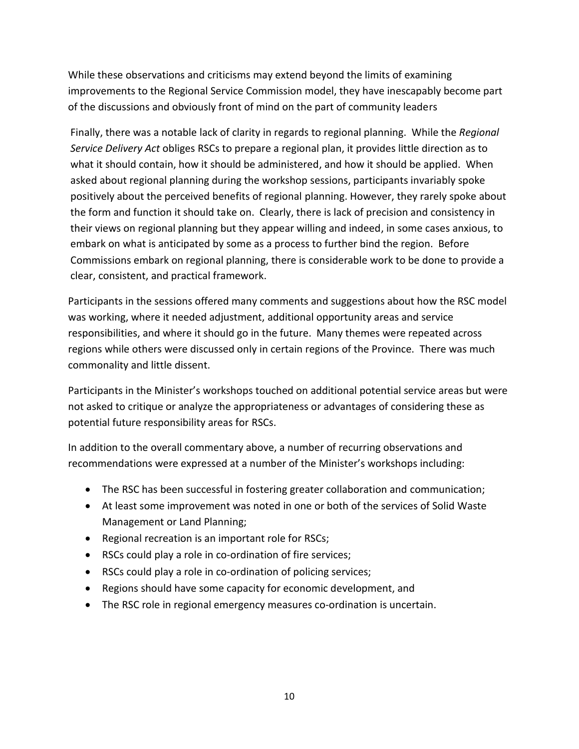While these observations and criticisms may extend beyond the limits of examining improvements to the Regional Service Commission model, they have inescapably become part of the discussions and obviously front of mind on the part of community leaders

Finally, there was a notable lack of clarity in regards to regional planning. While the *Regional Service Delivery Act* obliges RSCs to prepare a regional plan, it provides little direction as to what it should contain, how it should be administered, and how it should be applied. When asked about regional planning during the workshop sessions, participants invariably spoke positively about the perceived benefits of regional planning. However, they rarely spoke about the form and function it should take on. Clearly, there is lack of precision and consistency in their views on regional planning but they appear willing and indeed, in some cases anxious, to embark on what is anticipated by some as a process to further bind the region. Before Commissions embark on regional planning, there is considerable work to be done to provide a clear, consistent, and practical framework.

Participants in the sessions offered many comments and suggestions about how the RSC model was working, where it needed adjustment, additional opportunity areas and service responsibilities, and where it should go in the future. Many themes were repeated across regions while others were discussed only in certain regions of the Province. There was much commonality and little dissent.

Participants in the Minister's workshops touched on additional potential service areas but were not asked to critique or analyze the appropriateness or advantages of considering these as potential future responsibility areas for RSCs.

In addition to the overall commentary above, a number of recurring observations and recommendations were expressed at a number of the Minister's workshops including:

- The RSC has been successful in fostering greater collaboration and communication;
- At least some improvement was noted in one or both of the services of Solid Waste Management or Land Planning;
- Regional recreation is an important role for RSCs;
- RSCs could play a role in co-ordination of fire services;
- RSCs could play a role in co-ordination of policing services;
- Regions should have some capacity for economic development, and
- The RSC role in regional emergency measures co-ordination is uncertain.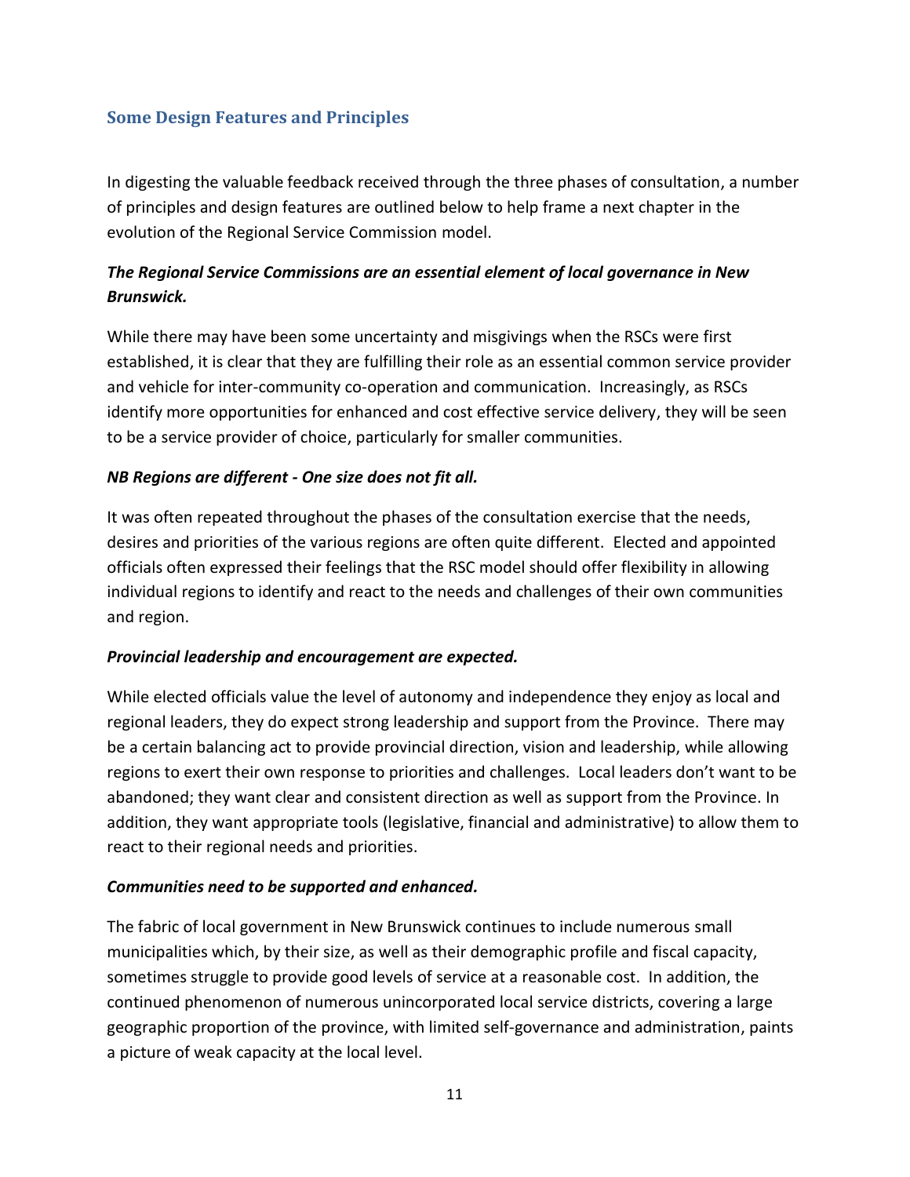## Some Design Features and Principles

In digesting the valuable feedback received through the three phases of consultation, a number of principles and design features are outlined below to help frame a next chapter in the evolution of the Regional Service Commission model.

***The Regional Service Commissions are an essential element of local governance in New Brunswick.***

While there may have been some uncertainty and misgivings when the RSCs were first established, it is clear that they are fulfilling their role as an essential common service provider and vehicle for inter-community co-operation and communication. Increasingly, as RSCs identify more opportunities for enhanced and cost effective service delivery, they will be seen to be a service provider of choice, particularly for smaller communities.

***NB Regions are different - One size does not fit all.***

It was often repeated throughout the phases of the consultation exercise that the needs, desires and priorities of the various regions are often quite different. Elected and appointed officials often expressed their feelings that the RSC model should offer flexibility in allowing individual regions to identify and react to the needs and challenges of their own communities and region.

***Provincial leadership and encouragement are expected.***

While elected officials value the level of autonomy and independence they enjoy as local and regional leaders, they do expect strong leadership and support from the Province. There may be a certain balancing act to provide provincial direction, vision and leadership, while allowing regions to exert their own response to priorities and challenges. Local leaders don't want to be abandoned; they want clear and consistent direction as well as support from the Province. In addition, they want appropriate tools (legislative, financial and administrative) to allow them to react to their regional needs and priorities.

***Communities need to be supported and enhanced.***

The fabric of local government in New Brunswick continues to include numerous small municipalities which, by their size, as well as their demographic profile and fiscal capacity, sometimes struggle to provide good levels of service at a reasonable cost. In addition, the continued phenomenon of numerous unincorporated local service districts, covering a large geographic proportion of the province, with limited self-governance and administration, paints a picture of weak capacity at the local level.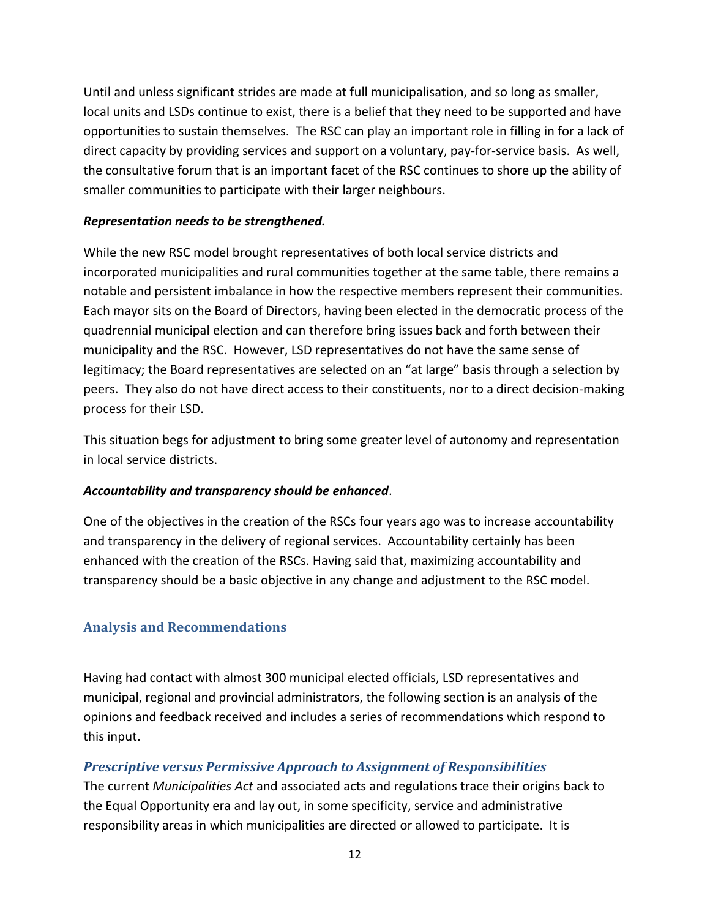Until and unless significant strides are made at full municipalisation, and so long as smaller, local units and LSDs continue to exist, there is a belief that they need to be supported and have opportunities to sustain themselves. The RSC can play an important role in filling in for a lack of direct capacity by providing services and support on a voluntary, pay-for-service basis. As well, the consultative forum that is an important facet of the RSC continues to shore up the ability of smaller communities to participate with their larger neighbours.

***Representation needs to be strengthened.***

While the new RSC model brought representatives of both local service districts and incorporated municipalities and rural communities together at the same table, there remains a notable and persistent imbalance in how the respective members represent their communities. Each mayor sits on the Board of Directors, having been elected in the democratic process of the quadrennial municipal election and can therefore bring issues back and forth between their municipality and the RSC. However, LSD representatives do not have the same sense of legitimacy; the Board representatives are selected on an "at large" basis through a selection by peers. They also do not have direct access to their constituents, nor to a direct decision-making process for their LSD.

This situation begs for adjustment to bring some greater level of autonomy and representation in local service districts.

***Accountability and transparency should be enhanced***.

One of the objectives in the creation of the RSCs four years ago was to increase accountability and transparency in the delivery of regional services. Accountability certainly has been enhanced with the creation of the RSCs. Having said that, maximizing accountability and transparency should be a basic objective in any change and adjustment to the RSC model.

## Analysis and Recommendations

Having had contact with almost 300 municipal elected officials, LSD representatives and municipal, regional and provincial administrators, the following section is an analysis of the opinions and feedback received and includes a series of recommendations which respond to this input.

### *Prescriptive versus Permissive Approach to Assignment of Responsibilities*

The current *Municipalities Act* and associated acts and regulations trace their origins back to the Equal Opportunity era and lay out, in some specificity, service and administrative responsibility areas in which municipalities are directed or allowed to participate. It is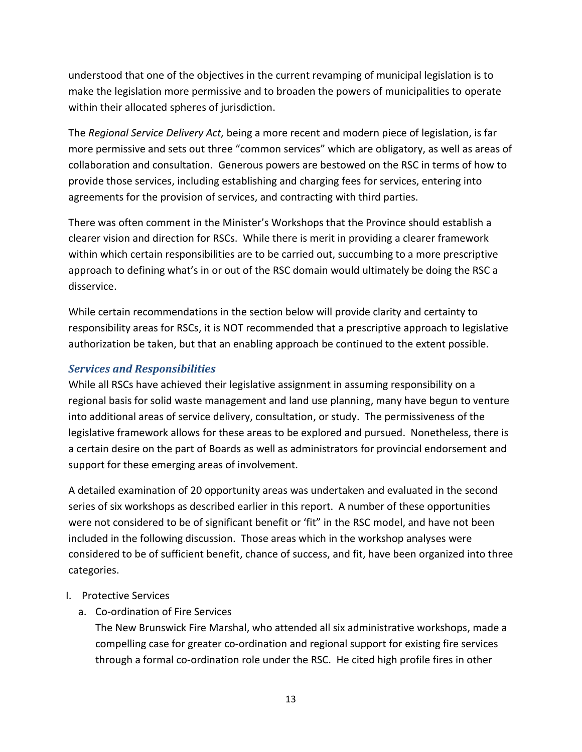understood that one of the objectives in the current revamping of municipal legislation is to make the legislation more permissive and to broaden the powers of municipalities to operate within their allocated spheres of jurisdiction.

The *Regional Service Delivery Act,* being a more recent and modern piece of legislation, is far more permissive and sets out three "common services" which are obligatory, as well as areas of collaboration and consultation. Generous powers are bestowed on the RSC in terms of how to provide those services, including establishing and charging fees for services, entering into agreements for the provision of services, and contracting with third parties.

There was often comment in the Minister's Workshops that the Province should establish a clearer vision and direction for RSCs. While there is merit in providing a clearer framework within which certain responsibilities are to be carried out, succumbing to a more prescriptive approach to defining what's in or out of the RSC domain would ultimately be doing the RSC a disservice.

While certain recommendations in the section below will provide clarity and certainty to responsibility areas for RSCs, it is NOT recommended that a prescriptive approach to legislative authorization be taken, but that an enabling approach be continued to the extent possible.

### *Services and Responsibilities*

While all RSCs have achieved their legislative assignment in assuming responsibility on a regional basis for solid waste management and land use planning, many have begun to venture into additional areas of service delivery, consultation, or study. The permissiveness of the legislative framework allows for these areas to be explored and pursued. Nonetheless, there is a certain desire on the part of Boards as well as administrators for provincial endorsement and support for these emerging areas of involvement.

A detailed examination of 20 opportunity areas was undertaken and evaluated in the second series of six workshops as described earlier in this report. A number of these opportunities were not considered to be of significant benefit or 'fit" in the RSC model, and have not been included in the following discussion. Those areas which in the workshop analyses were considered to be of sufficient benefit, chance of success, and fit, have been organized into three categories.

I. Protective Services
   a. Co-ordination of Fire Services
      The New Brunswick Fire Marshal, who attended all six administrative workshops, made a compelling case for greater co-ordination and regional support for existing fire services through a formal co-ordination role under the RSC. He cited high profile fires in other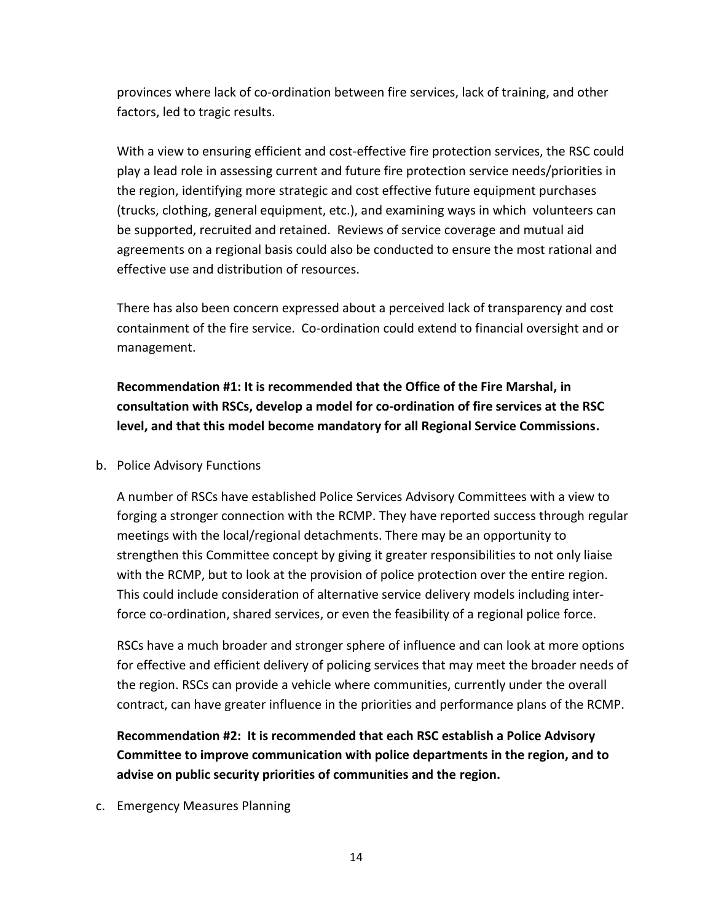provinces where lack of co-ordination between fire services, lack of training, and other factors, led to tragic results.

With a view to ensuring efficient and cost-effective fire protection services, the RSC could play a lead role in assessing current and future fire protection service needs/priorities in the region, identifying more strategic and cost effective future equipment purchases (trucks, clothing, general equipment, etc.), and examining ways in which volunteers can be supported, recruited and retained. Reviews of service coverage and mutual aid agreements on a regional basis could also be conducted to ensure the most rational and effective use and distribution of resources.

There has also been concern expressed about a perceived lack of transparency and cost containment of the fire service. Co-ordination could extend to financial oversight and or management.

**Recommendation #1: It is recommended that the Office of the Fire Marshal, in consultation with RSCs, develop a model for co-ordination of fire services at the RSC level, and that this model become mandatory for all Regional Service Commissions.**

b. Police Advisory Functions

A number of RSCs have established Police Services Advisory Committees with a view to forging a stronger connection with the RCMP. They have reported success through regular meetings with the local/regional detachments. There may be an opportunity to strengthen this Committee concept by giving it greater responsibilities to not only liaise with the RCMP, but to look at the provision of police protection over the entire region. This could include consideration of alternative service delivery models including inter-force co-ordination, shared services, or even the feasibility of a regional police force.

RSCs have a much broader and stronger sphere of influence and can look at more options for effective and efficient delivery of policing services that may meet the broader needs of the region. RSCs can provide a vehicle where communities, currently under the overall contract, can have greater influence in the priorities and performance plans of the RCMP.

**Recommendation #2: It is recommended that each RSC establish a Police Advisory Committee to improve communication with police departments in the region, and to advise on public security priorities of communities and the region.**

c. Emergency Measures Planning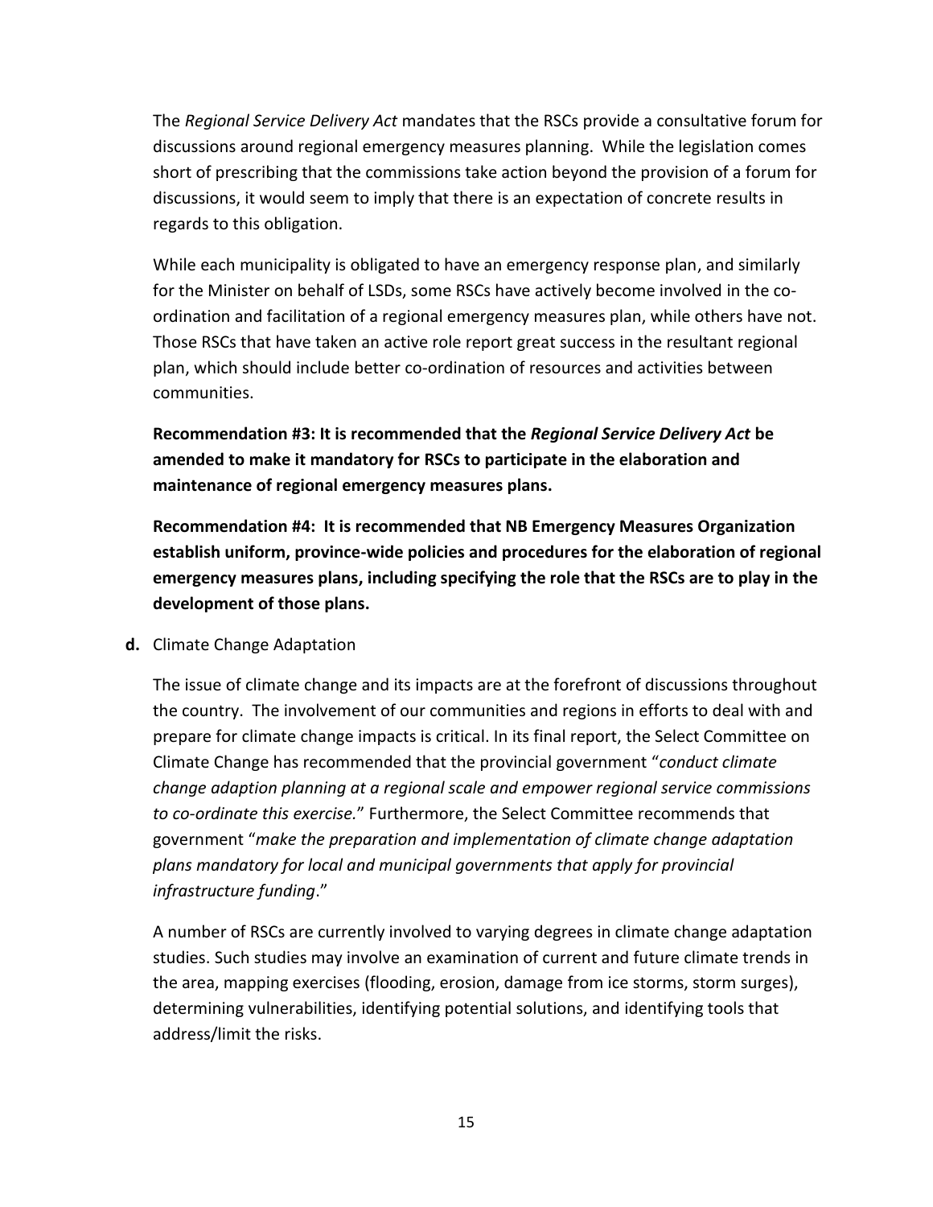The *Regional Service Delivery Act* mandates that the RSCs provide a consultative forum for discussions around regional emergency measures planning. While the legislation comes short of prescribing that the commissions take action beyond the provision of a forum for discussions, it would seem to imply that there is an expectation of concrete results in regards to this obligation.

While each municipality is obligated to have an emergency response plan, and similarly for the Minister on behalf of LSDs, some RSCs have actively become involved in the co-ordination and facilitation of a regional emergency measures plan, while others have not. Those RSCs that have taken an active role report great success in the resultant regional plan, which should include better co-ordination of resources and activities between communities.

**Recommendation #3: It is recommended that the *Regional Service Delivery Act* be amended to make it mandatory for RSCs to participate in the elaboration and maintenance of regional emergency measures plans.**

**Recommendation #4: It is recommended that NB Emergency Measures Organization establish uniform, province-wide policies and procedures for the elaboration of regional emergency measures plans, including specifying the role that the RSCs are to play in the development of those plans.**

**d.** Climate Change Adaptation

The issue of climate change and its impacts are at the forefront of discussions throughout the country. The involvement of our communities and regions in efforts to deal with and prepare for climate change impacts is critical. In its final report, the Select Committee on Climate Change has recommended that the provincial government "*conduct climate change adaption planning at a regional scale and empower regional service commissions to co-ordinate this exercise.*" Furthermore, the Select Committee recommends that government "*make the preparation and implementation of climate change adaptation plans mandatory for local and municipal governments that apply for provincial infrastructure funding*."

A number of RSCs are currently involved to varying degrees in climate change adaptation studies. Such studies may involve an examination of current and future climate trends in the area, mapping exercises (flooding, erosion, damage from ice storms, storm surges), determining vulnerabilities, identifying potential solutions, and identifying tools that address/limit the risks.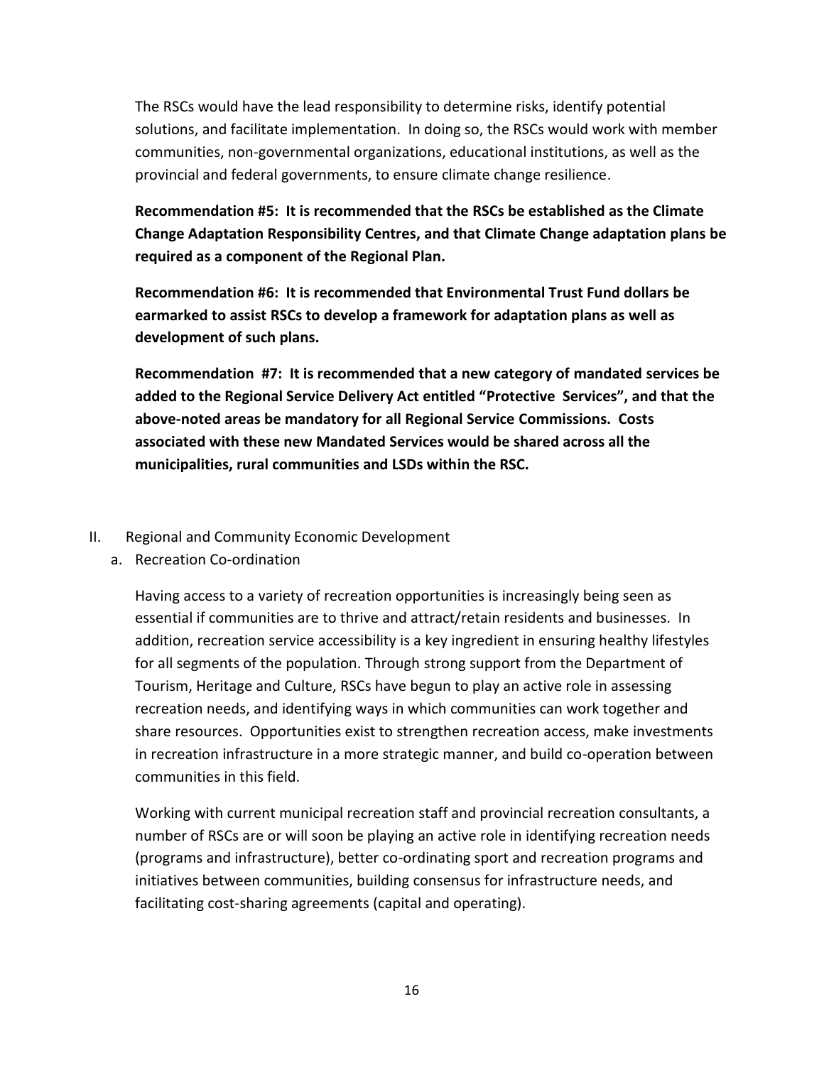The RSCs would have the lead responsibility to determine risks, identify potential solutions, and facilitate implementation. In doing so, the RSCs would work with member communities, non-governmental organizations, educational institutions, as well as the provincial and federal governments, to ensure climate change resilience.

**Recommendation #5: It is recommended that the RSCs be established as the Climate Change Adaptation Responsibility Centres, and that Climate Change adaptation plans be required as a component of the Regional Plan.**

**Recommendation #6: It is recommended that Environmental Trust Fund dollars be earmarked to assist RSCs to develop a framework for adaptation plans as well as development of such plans.**

**Recommendation #7: It is recommended that a new category of mandated services be added to the Regional Service Delivery Act entitled "Protective Services", and that the above-noted areas be mandatory for all Regional Service Commissions. Costs associated with these new Mandated Services would be shared across all the municipalities, rural communities and LSDs within the RSC.**

II. Regional and Community Economic Development

a. Recreation Co-ordination

Having access to a variety of recreation opportunities is increasingly being seen as essential if communities are to thrive and attract/retain residents and businesses. In addition, recreation service accessibility is a key ingredient in ensuring healthy lifestyles for all segments of the population. Through strong support from the Department of Tourism, Heritage and Culture, RSCs have begun to play an active role in assessing recreation needs, and identifying ways in which communities can work together and share resources. Opportunities exist to strengthen recreation access, make investments in recreation infrastructure in a more strategic manner, and build co-operation between communities in this field.

Working with current municipal recreation staff and provincial recreation consultants, a number of RSCs are or will soon be playing an active role in identifying recreation needs (programs and infrastructure), better co-ordinating sport and recreation programs and initiatives between communities, building consensus for infrastructure needs, and facilitating cost-sharing agreements (capital and operating).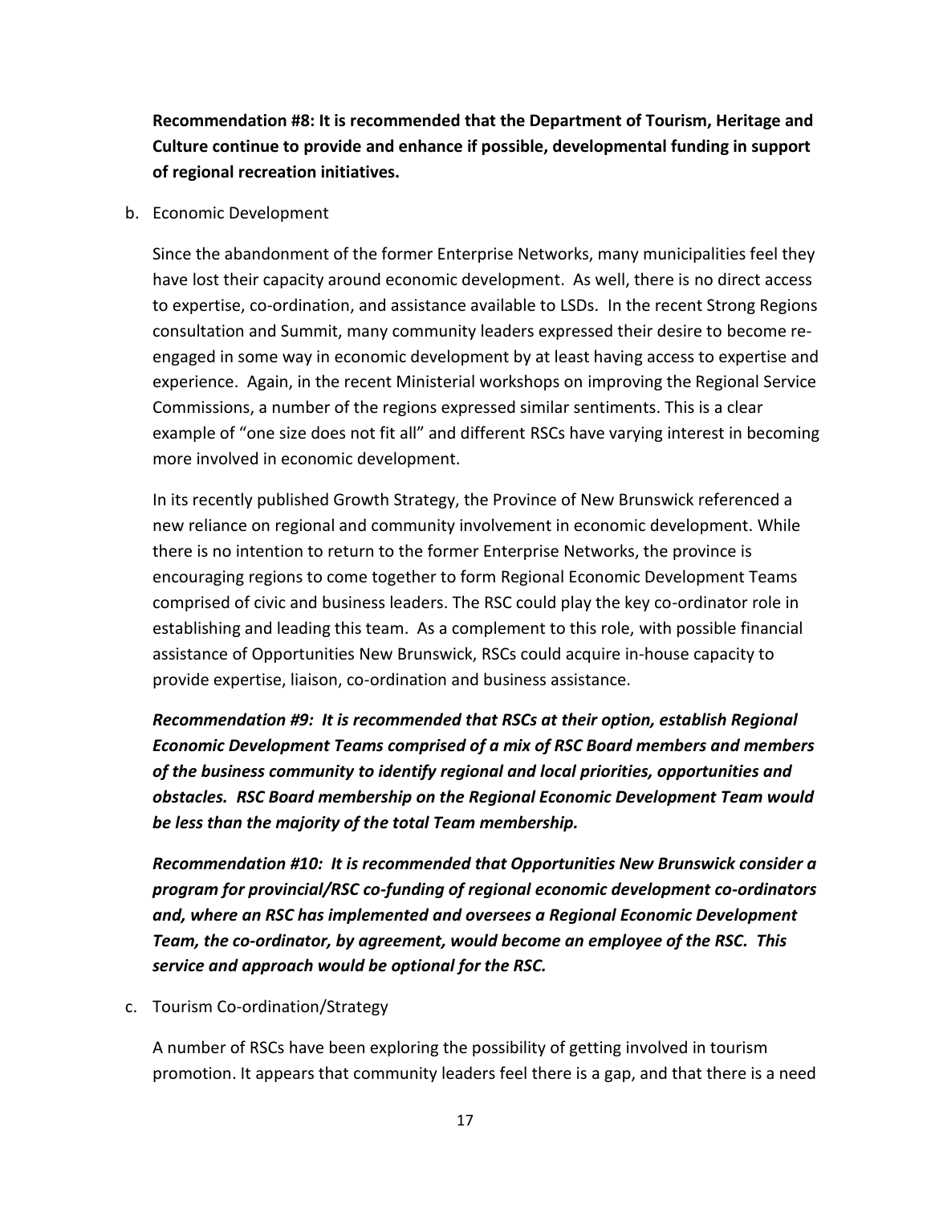**Recommendation #8: It is recommended that the Department of Tourism, Heritage and Culture continue to provide and enhance if possible, developmental funding in support of regional recreation initiatives.**

b. Economic Development

Since the abandonment of the former Enterprise Networks, many municipalities feel they have lost their capacity around economic development. As well, there is no direct access to expertise, co-ordination, and assistance available to LSDs. In the recent Strong Regions consultation and Summit, many community leaders expressed their desire to become re-engaged in some way in economic development by at least having access to expertise and experience. Again, in the recent Ministerial workshops on improving the Regional Service Commissions, a number of the regions expressed similar sentiments. This is a clear example of "one size does not fit all" and different RSCs have varying interest in becoming more involved in economic development.

In its recently published Growth Strategy, the Province of New Brunswick referenced a new reliance on regional and community involvement in economic development. While there is no intention to return to the former Enterprise Networks, the province is encouraging regions to come together to form Regional Economic Development Teams comprised of civic and business leaders. The RSC could play the key co-ordinator role in establishing and leading this team. As a complement to this role, with possible financial assistance of Opportunities New Brunswick, RSCs could acquire in-house capacity to provide expertise, liaison, co-ordination and business assistance.

***Recommendation #9: It is recommended that RSCs at their option, establish Regional Economic Development Teams comprised of a mix of RSC Board members and members of the business community to identify regional and local priorities, opportunities and obstacles. RSC Board membership on the Regional Economic Development Team would be less than the majority of the total Team membership.***

***Recommendation #10: It is recommended that Opportunities New Brunswick consider a program for provincial/RSC co-funding of regional economic development co-ordinators and, where an RSC has implemented and oversees a Regional Economic Development Team, the co-ordinator, by agreement, would become an employee of the RSC. This service and approach would be optional for the RSC.***

c. Tourism Co-ordination/Strategy

A number of RSCs have been exploring the possibility of getting involved in tourism promotion. It appears that community leaders feel there is a gap, and that there is a need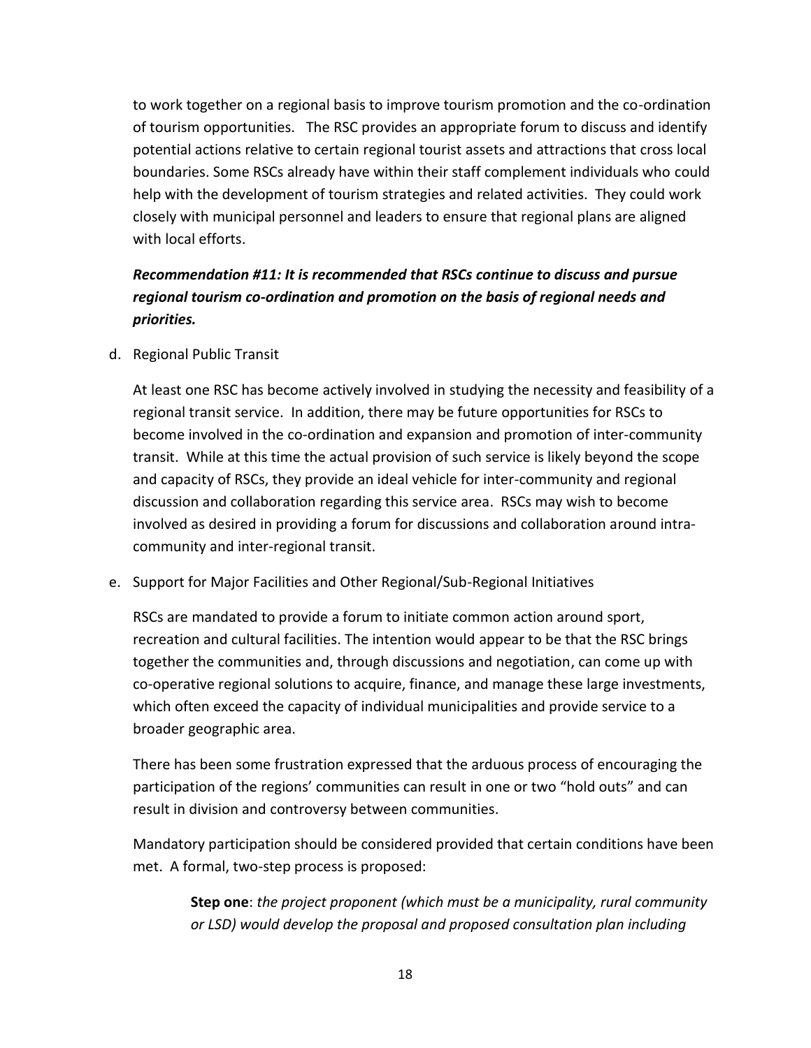to work together on a regional basis to improve tourism promotion and the co-ordination of tourism opportunities. The RSC provides an appropriate forum to discuss and identify potential actions relative to certain regional tourist assets and attractions that cross local boundaries. Some RSCs already have within their staff complement individuals who could help with the development of tourism strategies and related activities. They could work closely with municipal personnel and leaders to ensure that regional plans are aligned with local efforts.

***Recommendation #11: It is recommended that RSCs continue to discuss and pursue regional tourism co-ordination and promotion on the basis of regional needs and priorities.***

d. Regional Public Transit

At least one RSC has become actively involved in studying the necessity and feasibility of a regional transit service. In addition, there may be future opportunities for RSCs to become involved in the co-ordination and expansion and promotion of inter-community transit. While at this time the actual provision of such service is likely beyond the scope and capacity of RSCs, they provide an ideal vehicle for inter-community and regional discussion and collaboration regarding this service area. RSCs may wish to become involved as desired in providing a forum for discussions and collaboration around intra-community and inter-regional transit.

e. Support for Major Facilities and Other Regional/Sub-Regional Initiatives

RSCs are mandated to provide a forum to initiate common action around sport, recreation and cultural facilities. The intention would appear to be that the RSC brings together the communities and, through discussions and negotiation, can come up with co-operative regional solutions to acquire, finance, and manage these large investments, which often exceed the capacity of individual municipalities and provide service to a broader geographic area.

There has been some frustration expressed that the arduous process of encouraging the participation of the regions' communities can result in one or two "hold outs" and can result in division and controversy between communities.

Mandatory participation should be considered provided that certain conditions have been met. A formal, two-step process is proposed:

> **Step one**: *the project proponent (which must be a municipality, rural community or LSD) would develop the proposal and proposed consultation plan including*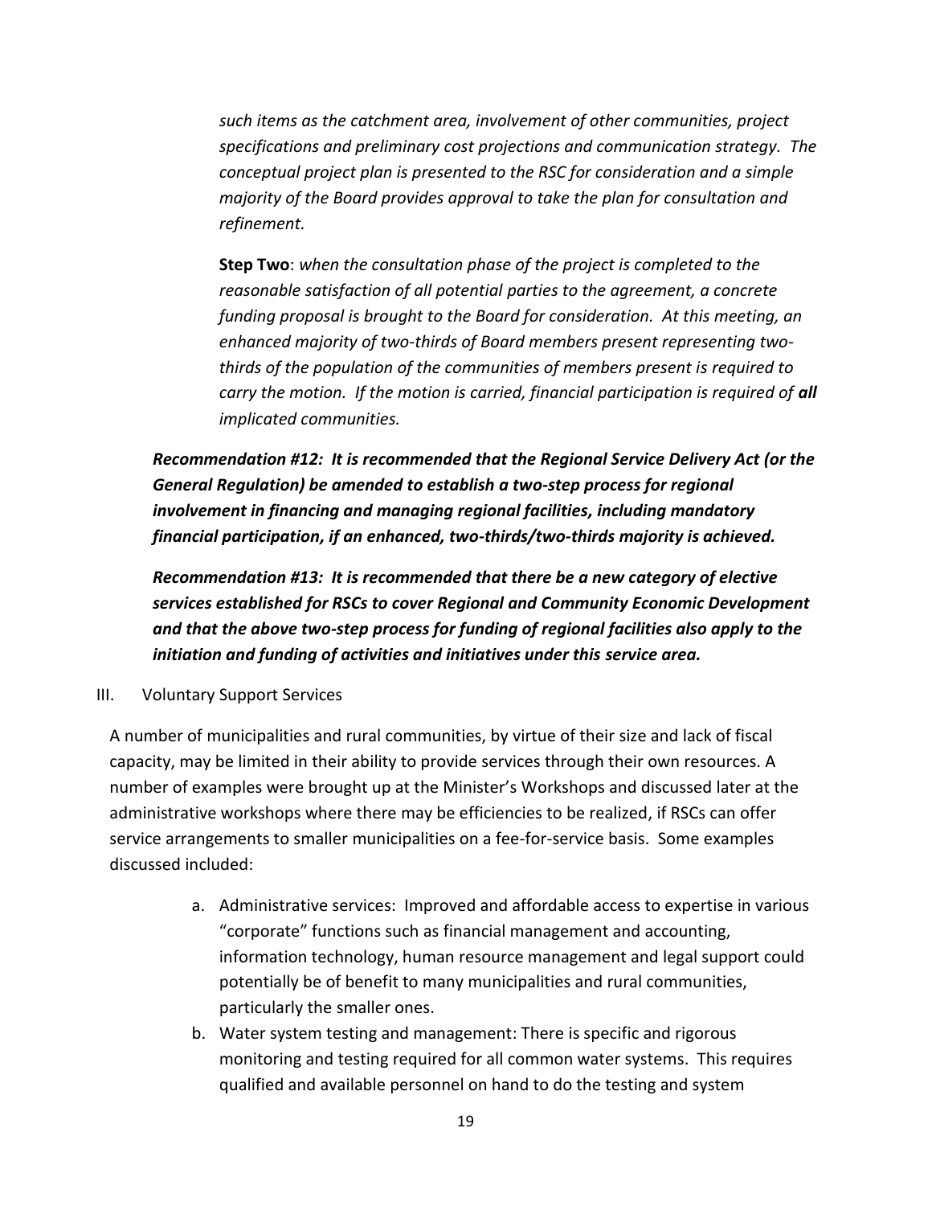*such items as the catchment area, involvement of other communities, project specifications and preliminary cost projections and communication strategy. The conceptual project plan is presented to the RSC for consideration and a simple majority of the Board provides approval to take the plan for consultation and refinement.*

**Step Two**: *when the consultation phase of the project is completed to the reasonable satisfaction of all potential parties to the agreement, a concrete funding proposal is brought to the Board for consideration. At this meeting, an enhanced majority of two-thirds of Board members present representing two-thirds of the population of the communities of members present is required to carry the motion. If the motion is carried, financial participation is required of **all** implicated communities.*

***Recommendation #12: It is recommended that the Regional Service Delivery Act (or the General Regulation) be amended to establish a two-step process for regional involvement in financing and managing regional facilities, including mandatory financial participation, if an enhanced, two-thirds/two-thirds majority is achieved.***

***Recommendation #13: It is recommended that there be a new category of elective services established for RSCs to cover Regional and Community Economic Development and that the above two-step process for funding of regional facilities also apply to the initiation and funding of activities and initiatives under this service area.***

III. Voluntary Support Services

A number of municipalities and rural communities, by virtue of their size and lack of fiscal capacity, may be limited in their ability to provide services through their own resources. A number of examples were brought up at the Minister's Workshops and discussed later at the administrative workshops where there may be efficiencies to be realized, if RSCs can offer service arrangements to smaller municipalities on a fee-for-service basis. Some examples discussed included:

a. Administrative services: Improved and affordable access to expertise in various "corporate" functions such as financial management and accounting, information technology, human resource management and legal support could potentially be of benefit to many municipalities and rural communities, particularly the smaller ones.
b. Water system testing and management: There is specific and rigorous monitoring and testing required for all common water systems. This requires qualified and available personnel on hand to do the testing and system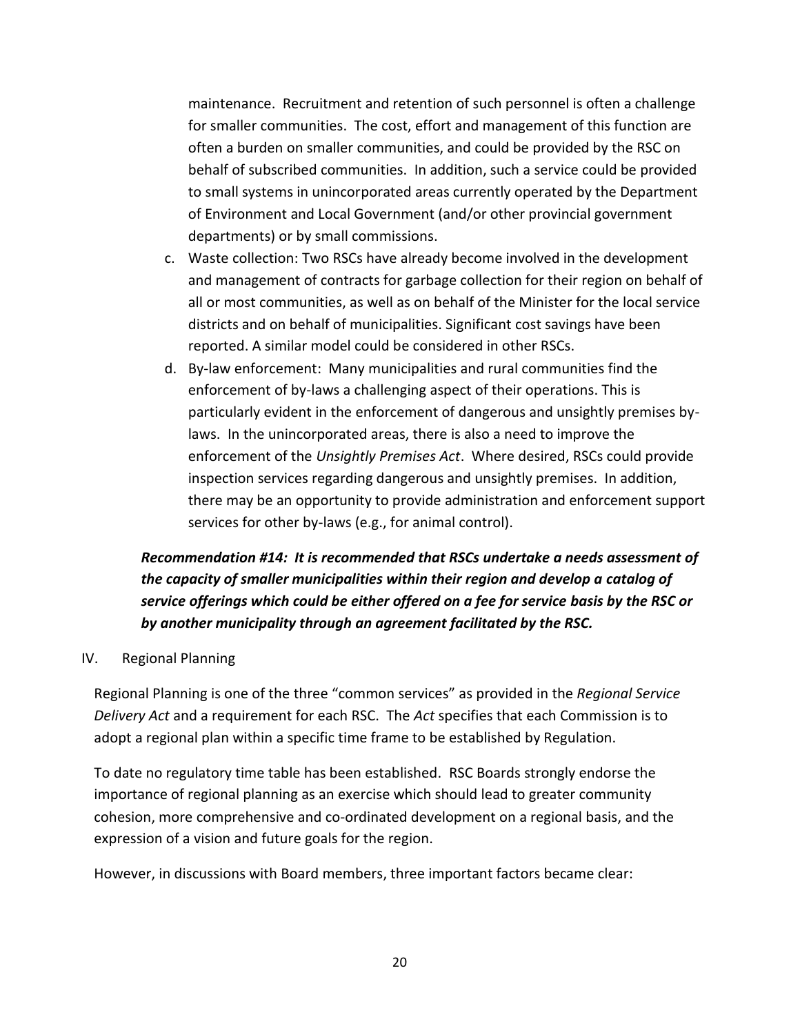maintenance. Recruitment and retention of such personnel is often a challenge for smaller communities. The cost, effort and management of this function are often a burden on smaller communities, and could be provided by the RSC on behalf of subscribed communities. In addition, such a service could be provided to small systems in unincorporated areas currently operated by the Department of Environment and Local Government (and/or other provincial government departments) or by small commissions.

c. Waste collection: Two RSCs have already become involved in the development and management of contracts for garbage collection for their region on behalf of all or most communities, as well as on behalf of the Minister for the local service districts and on behalf of municipalities. Significant cost savings have been reported. A similar model could be considered in other RSCs.

d. By-law enforcement: Many municipalities and rural communities find the enforcement of by-laws a challenging aspect of their operations. This is particularly evident in the enforcement of dangerous and unsightly premises by-laws. In the unincorporated areas, there is also a need to improve the enforcement of the *Unsightly Premises Act*. Where desired, RSCs could provide inspection services regarding dangerous and unsightly premises. In addition, there may be an opportunity to provide administration and enforcement support services for other by-laws (e.g., for animal control).

***Recommendation #14: It is recommended that RSCs undertake a needs assessment of the capacity of smaller municipalities within their region and develop a catalog of service offerings which could be either offered on a fee for service basis by the RSC or by another municipality through an agreement facilitated by the RSC.***

IV. Regional Planning

Regional Planning is one of the three "common services" as provided in the *Regional Service Delivery Act* and a requirement for each RSC. The *Act* specifies that each Commission is to adopt a regional plan within a specific time frame to be established by Regulation.

To date no regulatory time table has been established. RSC Boards strongly endorse the importance of regional planning as an exercise which should lead to greater community cohesion, more comprehensive and co-ordinated development on a regional basis, and the expression of a vision and future goals for the region.

However, in discussions with Board members, three important factors became clear: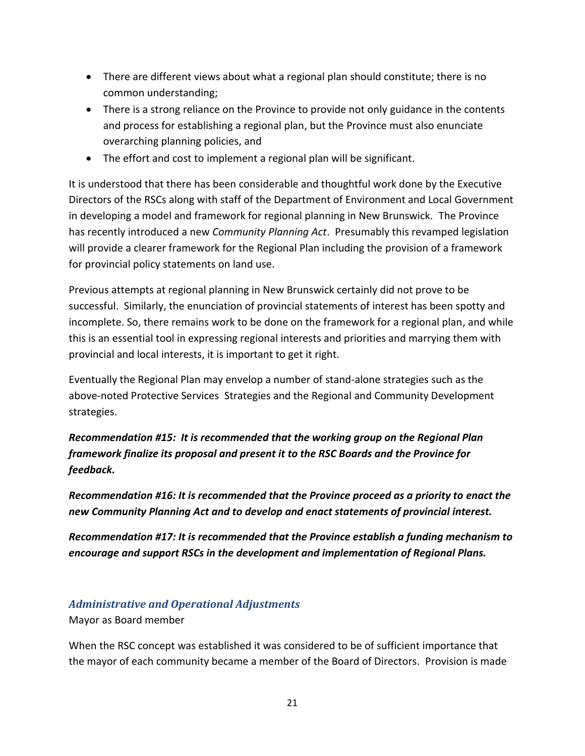- There are different views about what a regional plan should constitute; there is no common understanding;
- There is a strong reliance on the Province to provide not only guidance in the contents and process for establishing a regional plan, but the Province must also enunciate overarching planning policies, and
- The effort and cost to implement a regional plan will be significant.

It is understood that there has been considerable and thoughtful work done by the Executive Directors of the RSCs along with staff of the Department of Environment and Local Government in developing a model and framework for regional planning in New Brunswick. The Province has recently introduced a new *Community Planning Act*. Presumably this revamped legislation will provide a clearer framework for the Regional Plan including the provision of a framework for provincial policy statements on land use.

Previous attempts at regional planning in New Brunswick certainly did not prove to be successful. Similarly, the enunciation of provincial statements of interest has been spotty and incomplete. So, there remains work to be done on the framework for a regional plan, and while this is an essential tool in expressing regional interests and priorities and marrying them with provincial and local interests, it is important to get it right.

Eventually the Regional Plan may envelop a number of stand-alone strategies such as the above-noted Protective Services Strategies and the Regional and Community Development strategies.

***Recommendation #15: It is recommended that the working group on the Regional Plan framework finalize its proposal and present it to the RSC Boards and the Province for feedback.***

***Recommendation #16: It is recommended that the Province proceed as a priority to enact the new Community Planning Act and to develop and enact statements of provincial interest.***

***Recommendation #17: It is recommended that the Province establish a funding mechanism to encourage and support RSCs in the development and implementation of Regional Plans.***

### *Administrative and Operational Adjustments*

Mayor as Board member

When the RSC concept was established it was considered to be of sufficient importance that the mayor of each community became a member of the Board of Directors. Provision is made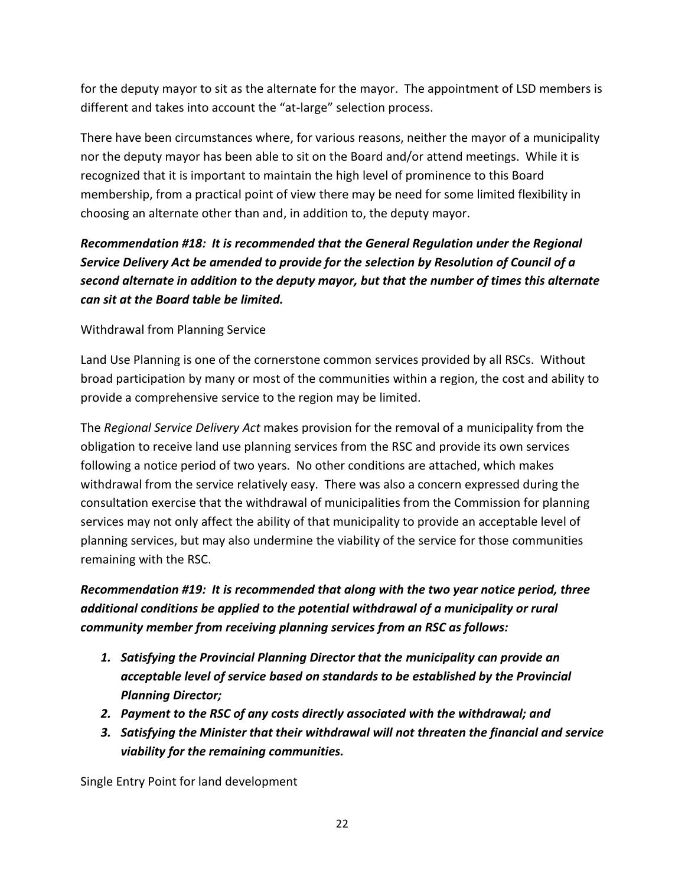for the deputy mayor to sit as the alternate for the mayor. The appointment of LSD members is different and takes into account the "at-large" selection process.

There have been circumstances where, for various reasons, neither the mayor of a municipality nor the deputy mayor has been able to sit on the Board and/or attend meetings. While it is recognized that it is important to maintain the high level of prominence to this Board membership, from a practical point of view there may be need for some limited flexibility in choosing an alternate other than and, in addition to, the deputy mayor.

***Recommendation #18: It is recommended that the General Regulation under the Regional Service Delivery Act be amended to provide for the selection by Resolution of Council of a second alternate in addition to the deputy mayor, but that the number of times this alternate can sit at the Board table be limited.***

Withdrawal from Planning Service

Land Use Planning is one of the cornerstone common services provided by all RSCs. Without broad participation by many or most of the communities within a region, the cost and ability to provide a comprehensive service to the region may be limited.

The *Regional Service Delivery Act* makes provision for the removal of a municipality from the obligation to receive land use planning services from the RSC and provide its own services following a notice period of two years. No other conditions are attached, which makes withdrawal from the service relatively easy. There was also a concern expressed during the consultation exercise that the withdrawal of municipalities from the Commission for planning services may not only affect the ability of that municipality to provide an acceptable level of planning services, but may also undermine the viability of the service for those communities remaining with the RSC.

***Recommendation #19: It is recommended that along with the two year notice period, three additional conditions be applied to the potential withdrawal of a municipality or rural community member from receiving planning services from an RSC as follows:***

1. ***Satisfying the Provincial Planning Director that the municipality can provide an acceptable level of service based on standards to be established by the Provincial Planning Director;***
2. ***Payment to the RSC of any costs directly associated with the withdrawal; and***
3. ***Satisfying the Minister that their withdrawal will not threaten the financial and service viability for the remaining communities.***

Single Entry Point for land development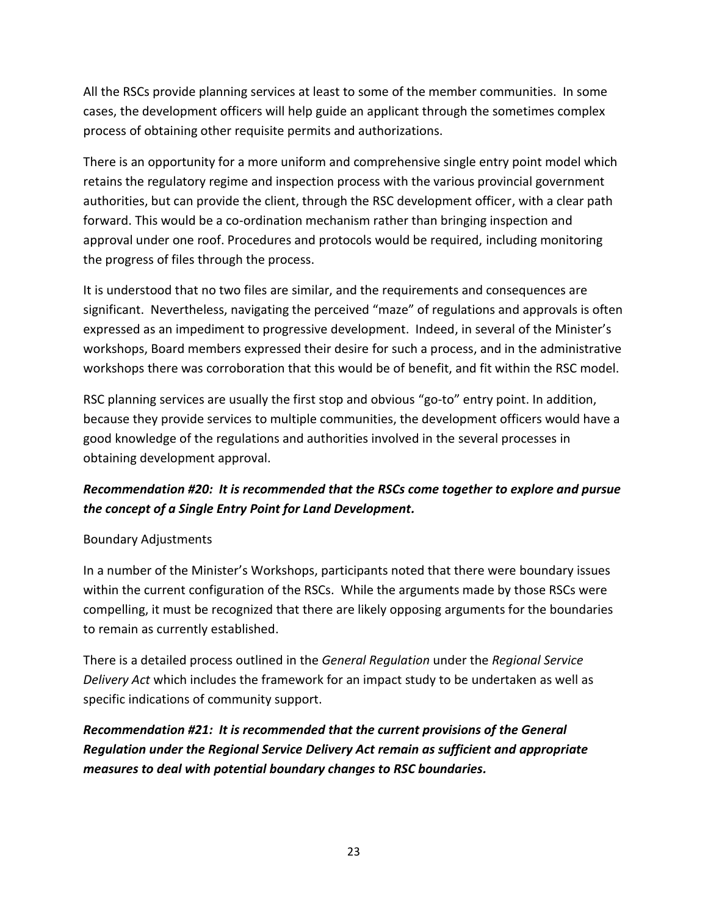All the RSCs provide planning services at least to some of the member communities. In some cases, the development officers will help guide an applicant through the sometimes complex process of obtaining other requisite permits and authorizations.

There is an opportunity for a more uniform and comprehensive single entry point model which retains the regulatory regime and inspection process with the various provincial government authorities, but can provide the client, through the RSC development officer, with a clear path forward. This would be a co-ordination mechanism rather than bringing inspection and approval under one roof. Procedures and protocols would be required, including monitoring the progress of files through the process.

It is understood that no two files are similar, and the requirements and consequences are significant. Nevertheless, navigating the perceived "maze" of regulations and approvals is often expressed as an impediment to progressive development. Indeed, in several of the Minister's workshops, Board members expressed their desire for such a process, and in the administrative workshops there was corroboration that this would be of benefit, and fit within the RSC model.

RSC planning services are usually the first stop and obvious "go-to" entry point. In addition, because they provide services to multiple communities, the development officers would have a good knowledge of the regulations and authorities involved in the several processes in obtaining development approval.

***Recommendation #20: It is recommended that the RSCs come together to explore and pursue the concept of a Single Entry Point for Land Development.***

Boundary Adjustments

In a number of the Minister's Workshops, participants noted that there were boundary issues within the current configuration of the RSCs. While the arguments made by those RSCs were compelling, it must be recognized that there are likely opposing arguments for the boundaries to remain as currently established.

There is a detailed process outlined in the *General Regulation* under the *Regional Service Delivery Act* which includes the framework for an impact study to be undertaken as well as specific indications of community support.

***Recommendation #21: It is recommended that the current provisions of the General Regulation under the Regional Service Delivery Act remain as sufficient and appropriate measures to deal with potential boundary changes to RSC boundaries.***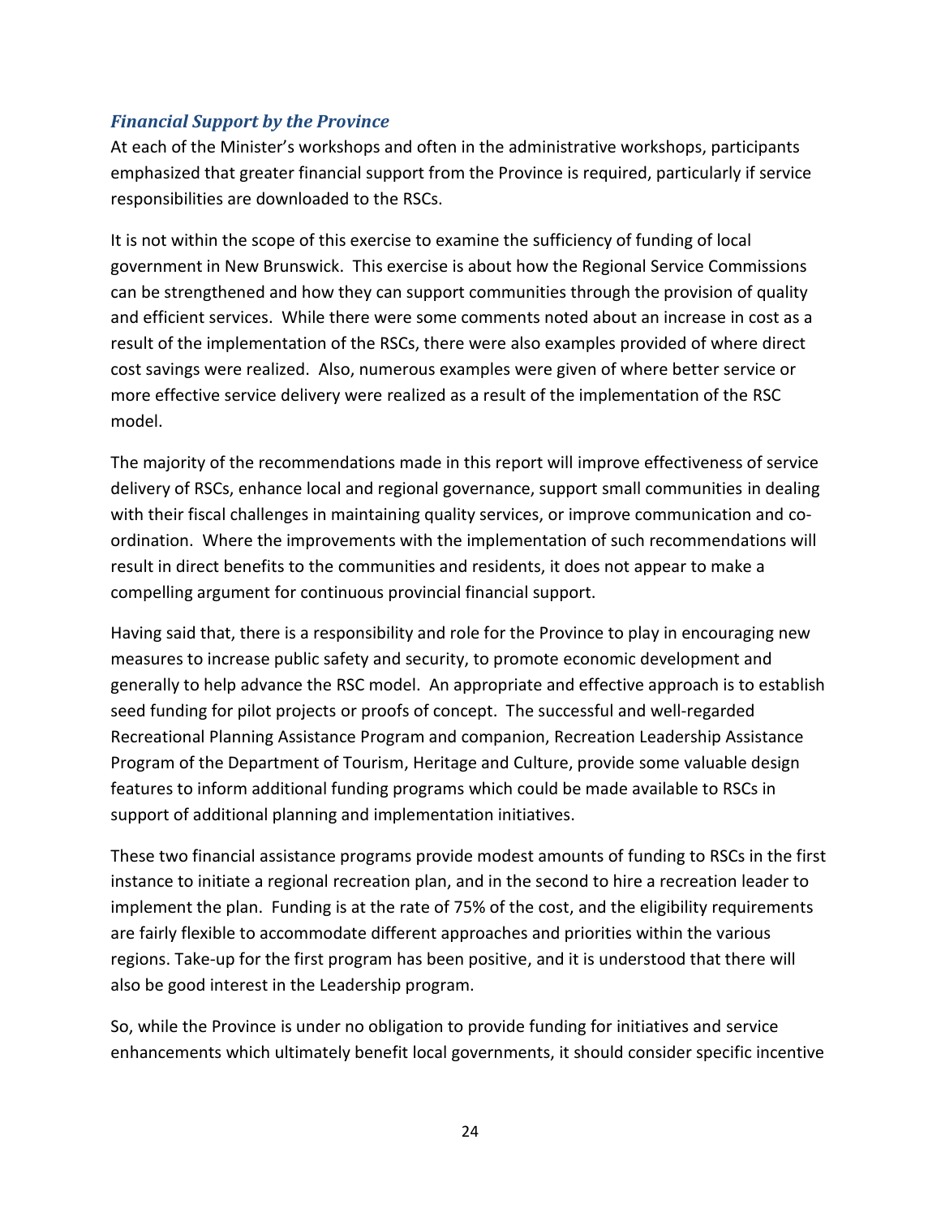### *Financial Support by the Province*

At each of the Minister's workshops and often in the administrative workshops, participants emphasized that greater financial support from the Province is required, particularly if service responsibilities are downloaded to the RSCs.

It is not within the scope of this exercise to examine the sufficiency of funding of local government in New Brunswick. This exercise is about how the Regional Service Commissions can be strengthened and how they can support communities through the provision of quality and efficient services. While there were some comments noted about an increase in cost as a result of the implementation of the RSCs, there were also examples provided of where direct cost savings were realized. Also, numerous examples were given of where better service or more effective service delivery were realized as a result of the implementation of the RSC model.

The majority of the recommendations made in this report will improve effectiveness of service delivery of RSCs, enhance local and regional governance, support small communities in dealing with their fiscal challenges in maintaining quality services, or improve communication and co-ordination. Where the improvements with the implementation of such recommendations will result in direct benefits to the communities and residents, it does not appear to make a compelling argument for continuous provincial financial support.

Having said that, there is a responsibility and role for the Province to play in encouraging new measures to increase public safety and security, to promote economic development and generally to help advance the RSC model. An appropriate and effective approach is to establish seed funding for pilot projects or proofs of concept. The successful and well-regarded Recreational Planning Assistance Program and companion, Recreation Leadership Assistance Program of the Department of Tourism, Heritage and Culture, provide some valuable design features to inform additional funding programs which could be made available to RSCs in support of additional planning and implementation initiatives.

These two financial assistance programs provide modest amounts of funding to RSCs in the first instance to initiate a regional recreation plan, and in the second to hire a recreation leader to implement the plan. Funding is at the rate of 75% of the cost, and the eligibility requirements are fairly flexible to accommodate different approaches and priorities within the various regions. Take-up for the first program has been positive, and it is understood that there will also be good interest in the Leadership program.

So, while the Province is under no obligation to provide funding for initiatives and service enhancements which ultimately benefit local governments, it should consider specific incentive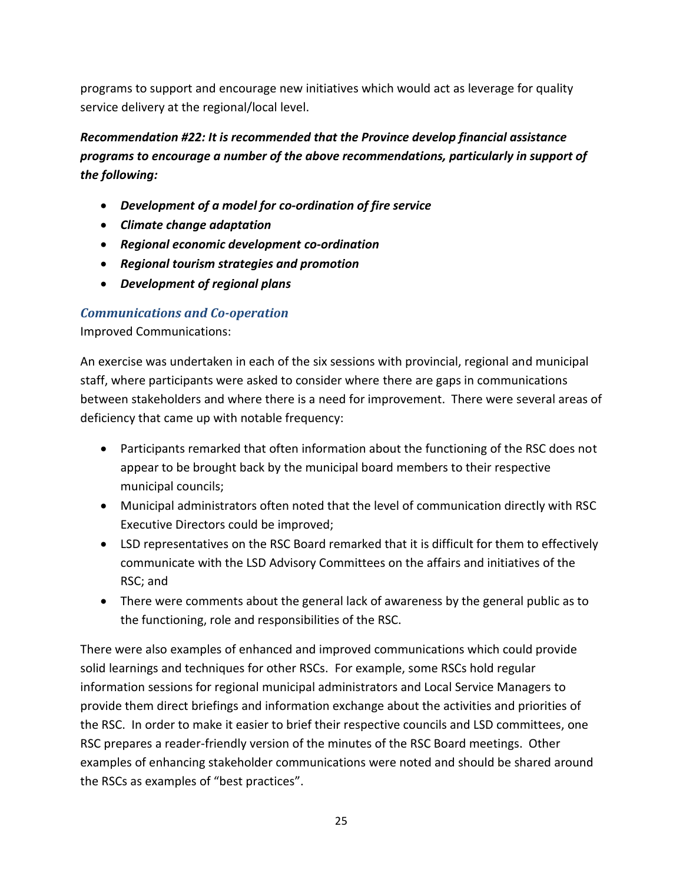programs to support and encourage new initiatives which would act as leverage for quality service delivery at the regional/local level.

***Recommendation #22: It is recommended that the Province develop financial assistance programs to encourage a number of the above recommendations, particularly in support of the following:***

- ***Development of a model for co-ordination of fire service***
- ***Climate change adaptation***
- ***Regional economic development co-ordination***
- ***Regional tourism strategies and promotion***
- ***Development of regional plans***

### *Communications and Co-operation*

Improved Communications:

An exercise was undertaken in each of the six sessions with provincial, regional and municipal staff, where participants were asked to consider where there are gaps in communications between stakeholders and where there is a need for improvement. There were several areas of deficiency that came up with notable frequency:

- Participants remarked that often information about the functioning of the RSC does not appear to be brought back by the municipal board members to their respective municipal councils;
- Municipal administrators often noted that the level of communication directly with RSC Executive Directors could be improved;
- LSD representatives on the RSC Board remarked that it is difficult for them to effectively communicate with the LSD Advisory Committees on the affairs and initiatives of the RSC; and
- There were comments about the general lack of awareness by the general public as to the functioning, role and responsibilities of the RSC.

There were also examples of enhanced and improved communications which could provide solid learnings and techniques for other RSCs. For example, some RSCs hold regular information sessions for regional municipal administrators and Local Service Managers to provide them direct briefings and information exchange about the activities and priorities of the RSC. In order to make it easier to brief their respective councils and LSD committees, one RSC prepares a reader-friendly version of the minutes of the RSC Board meetings. Other examples of enhancing stakeholder communications were noted and should be shared around the RSCs as examples of "best practices".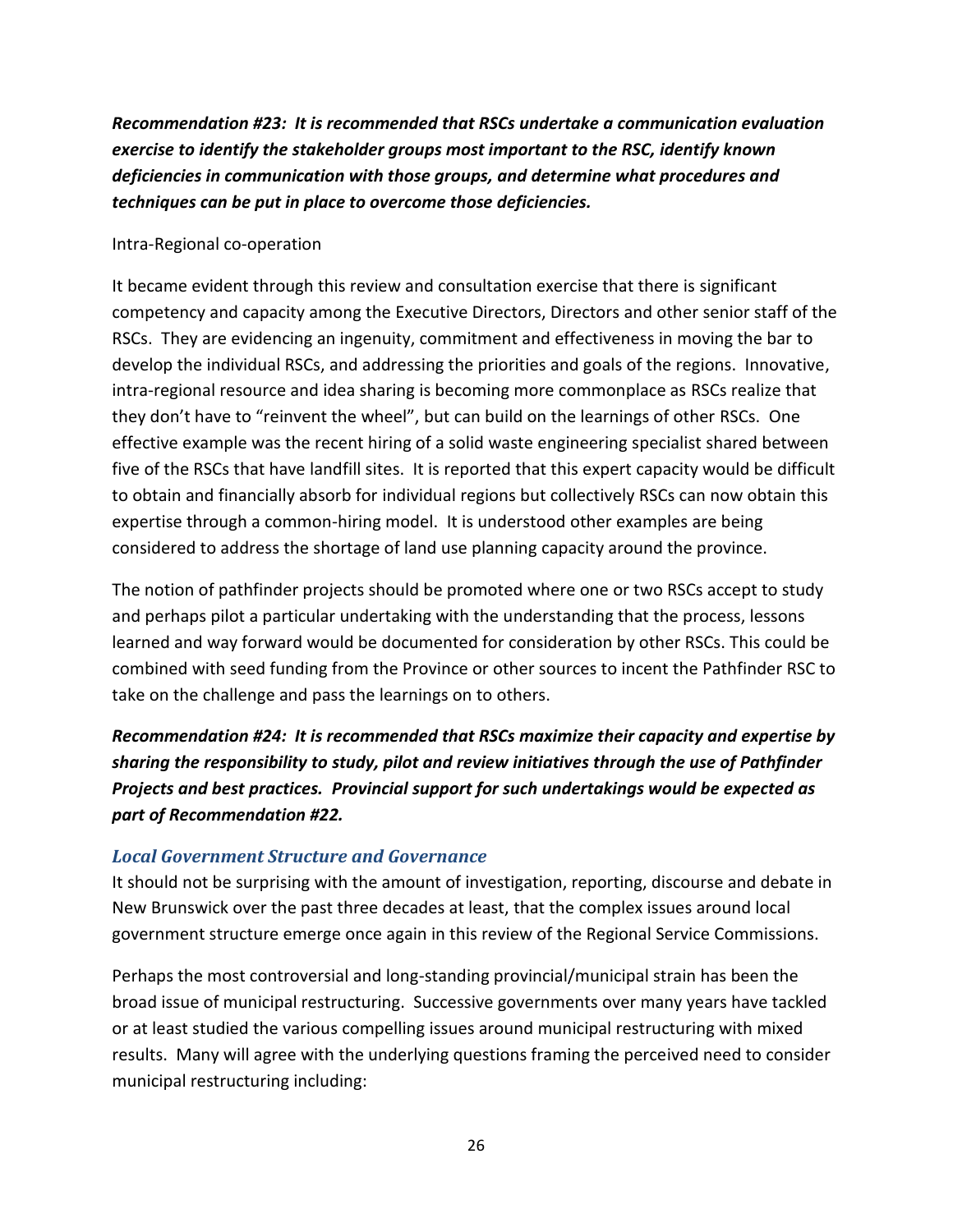***Recommendation #23: It is recommended that RSCs undertake a communication evaluation exercise to identify the stakeholder groups most important to the RSC, identify known deficiencies in communication with those groups, and determine what procedures and techniques can be put in place to overcome those deficiencies.***

Intra-Regional co-operation

It became evident through this review and consultation exercise that there is significant competency and capacity among the Executive Directors, Directors and other senior staff of the RSCs. They are evidencing an ingenuity, commitment and effectiveness in moving the bar to develop the individual RSCs, and addressing the priorities and goals of the regions. Innovative, intra-regional resource and idea sharing is becoming more commonplace as RSCs realize that they don't have to "reinvent the wheel", but can build on the learnings of other RSCs. One effective example was the recent hiring of a solid waste engineering specialist shared between five of the RSCs that have landfill sites. It is reported that this expert capacity would be difficult to obtain and financially absorb for individual regions but collectively RSCs can now obtain this expertise through a common-hiring model. It is understood other examples are being considered to address the shortage of land use planning capacity around the province.

The notion of pathfinder projects should be promoted where one or two RSCs accept to study and perhaps pilot a particular undertaking with the understanding that the process, lessons learned and way forward would be documented for consideration by other RSCs. This could be combined with seed funding from the Province or other sources to incent the Pathfinder RSC to take on the challenge and pass the learnings on to others.

***Recommendation #24: It is recommended that RSCs maximize their capacity and expertise by sharing the responsibility to study, pilot and review initiatives through the use of Pathfinder Projects and best practices. Provincial support for such undertakings would be expected as part of Recommendation #22.***

### *Local Government Structure and Governance*

It should not be surprising with the amount of investigation, reporting, discourse and debate in New Brunswick over the past three decades at least, that the complex issues around local government structure emerge once again in this review of the Regional Service Commissions.

Perhaps the most controversial and long-standing provincial/municipal strain has been the broad issue of municipal restructuring. Successive governments over many years have tackled or at least studied the various compelling issues around municipal restructuring with mixed results. Many will agree with the underlying questions framing the perceived need to consider municipal restructuring including: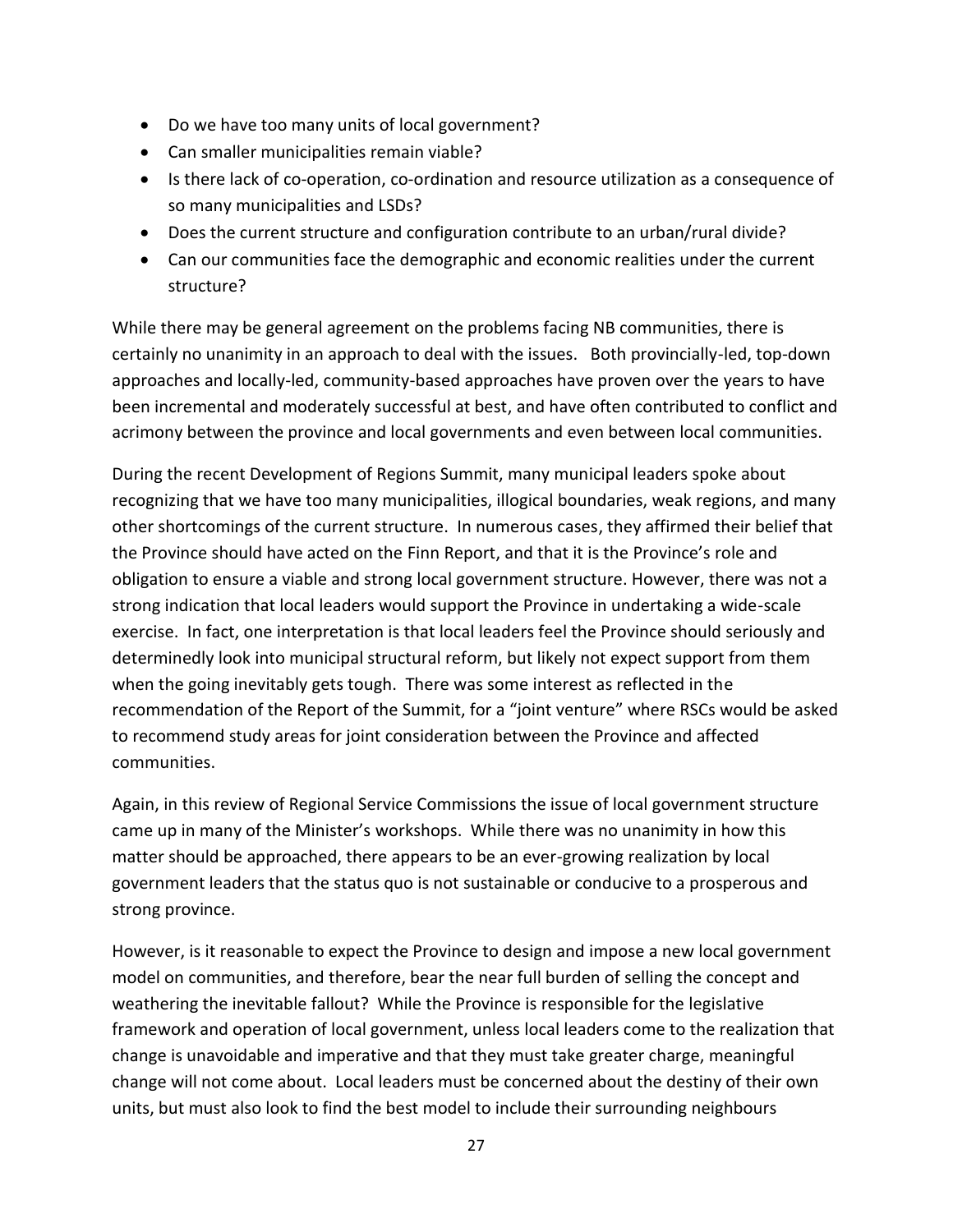- Do we have too many units of local government?
- Can smaller municipalities remain viable?
- Is there lack of co-operation, co-ordination and resource utilization as a consequence of so many municipalities and LSDs?
- Does the current structure and configuration contribute to an urban/rural divide?
- Can our communities face the demographic and economic realities under the current structure?

While there may be general agreement on the problems facing NB communities, there is certainly no unanimity in an approach to deal with the issues. Both provincially-led, top-down approaches and locally-led, community-based approaches have proven over the years to have been incremental and moderately successful at best, and have often contributed to conflict and acrimony between the province and local governments and even between local communities.

During the recent Development of Regions Summit, many municipal leaders spoke about recognizing that we have too many municipalities, illogical boundaries, weak regions, and many other shortcomings of the current structure. In numerous cases, they affirmed their belief that the Province should have acted on the Finn Report, and that it is the Province's role and obligation to ensure a viable and strong local government structure. However, there was not a strong indication that local leaders would support the Province in undertaking a wide-scale exercise. In fact, one interpretation is that local leaders feel the Province should seriously and determinedly look into municipal structural reform, but likely not expect support from them when the going inevitably gets tough. There was some interest as reflected in the recommendation of the Report of the Summit, for a "joint venture" where RSCs would be asked to recommend study areas for joint consideration between the Province and affected communities.

Again, in this review of Regional Service Commissions the issue of local government structure came up in many of the Minister's workshops. While there was no unanimity in how this matter should be approached, there appears to be an ever-growing realization by local government leaders that the status quo is not sustainable or conducive to a prosperous and strong province.

However, is it reasonable to expect the Province to design and impose a new local government model on communities, and therefore, bear the near full burden of selling the concept and weathering the inevitable fallout? While the Province is responsible for the legislative framework and operation of local government, unless local leaders come to the realization that change is unavoidable and imperative and that they must take greater charge, meaningful change will not come about. Local leaders must be concerned about the destiny of their own units, but must also look to find the best model to include their surrounding neighbours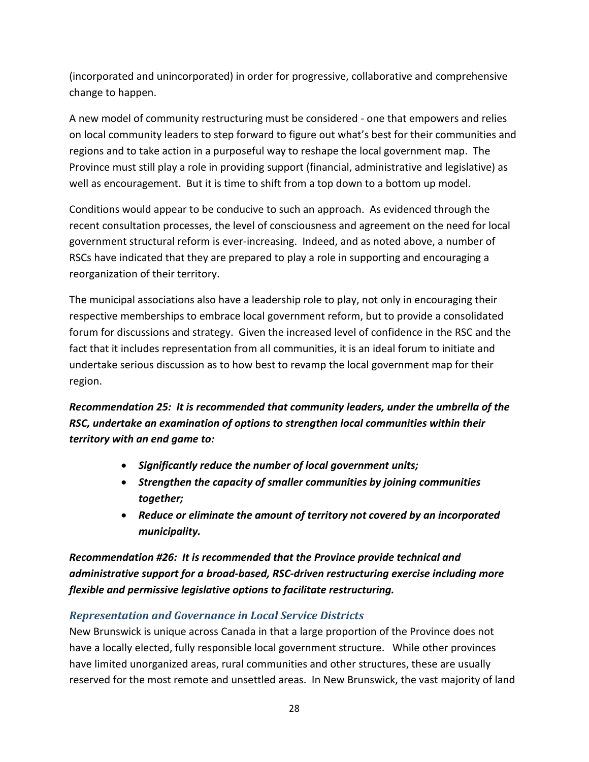(incorporated and unincorporated) in order for progressive, collaborative and comprehensive change to happen.

A new model of community restructuring must be considered - one that empowers and relies on local community leaders to step forward to figure out what's best for their communities and regions and to take action in a purposeful way to reshape the local government map. The Province must still play a role in providing support (financial, administrative and legislative) as well as encouragement. But it is time to shift from a top down to a bottom up model.

Conditions would appear to be conducive to such an approach. As evidenced through the recent consultation processes, the level of consciousness and agreement on the need for local government structural reform is ever-increasing. Indeed, and as noted above, a number of RSCs have indicated that they are prepared to play a role in supporting and encouraging a reorganization of their territory.

The municipal associations also have a leadership role to play, not only in encouraging their respective memberships to embrace local government reform, but to provide a consolidated forum for discussions and strategy. Given the increased level of confidence in the RSC and the fact that it includes representation from all communities, it is an ideal forum to initiate and undertake serious discussion as to how best to revamp the local government map for their region.

***Recommendation 25: It is recommended that community leaders, under the umbrella of the RSC, undertake an examination of options to strengthen local communities within their territory with an end game to:***

- ***Significantly reduce the number of local government units;***
- ***Strengthen the capacity of smaller communities by joining communities together;***
- ***Reduce or eliminate the amount of territory not covered by an incorporated municipality.***

***Recommendation #26: It is recommended that the Province provide technical and administrative support for a broad-based, RSC-driven restructuring exercise including more flexible and permissive legislative options to facilitate restructuring.***

### *Representation and Governance in Local Service Districts*

New Brunswick is unique across Canada in that a large proportion of the Province does not have a locally elected, fully responsible local government structure. While other provinces have limited unorganized areas, rural communities and other structures, these are usually reserved for the most remote and unsettled areas. In New Brunswick, the vast majority of land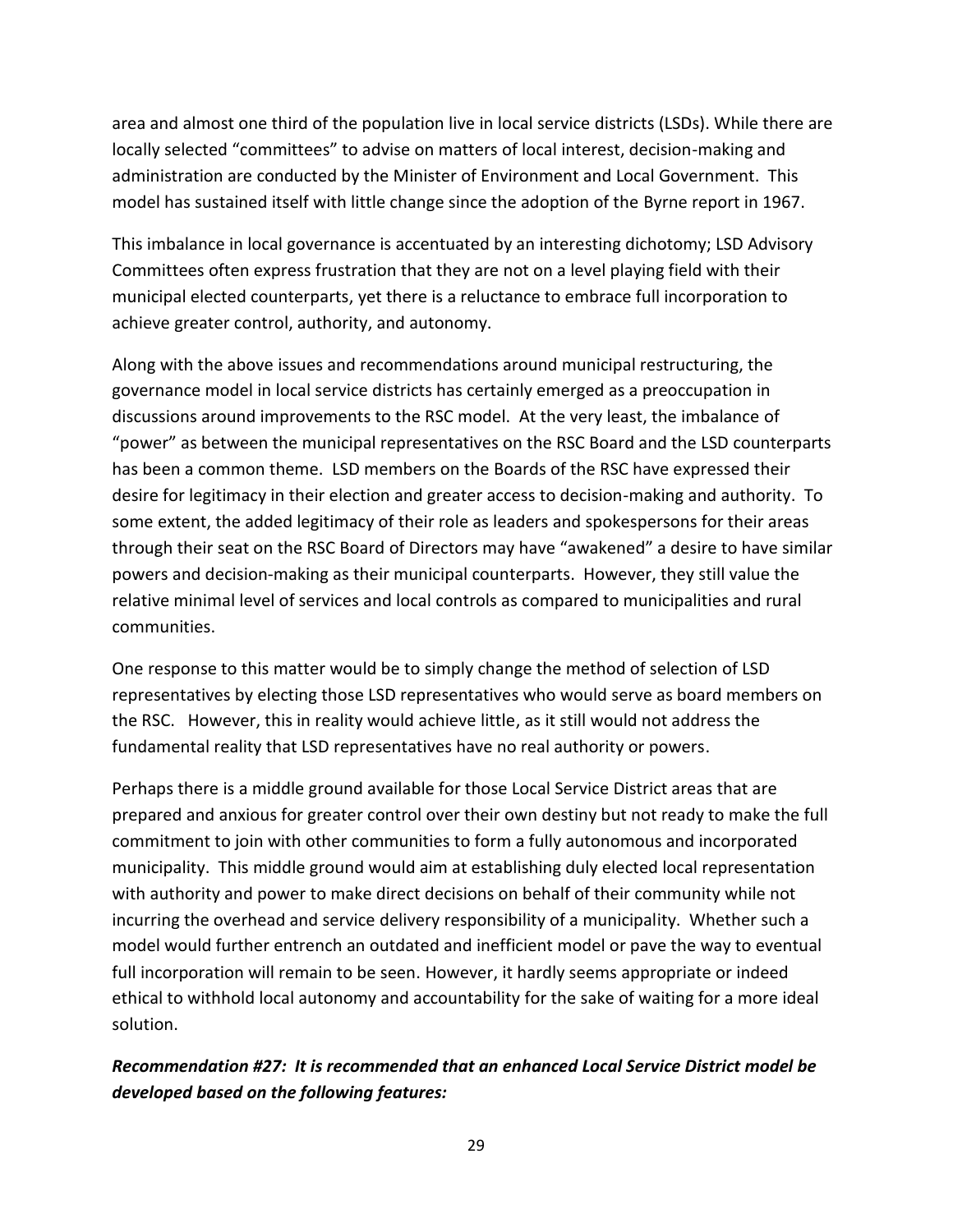area and almost one third of the population live in local service districts (LSDs). While there are locally selected "committees" to advise on matters of local interest, decision-making and administration are conducted by the Minister of Environment and Local Government. This model has sustained itself with little change since the adoption of the Byrne report in 1967.

This imbalance in local governance is accentuated by an interesting dichotomy; LSD Advisory Committees often express frustration that they are not on a level playing field with their municipal elected counterparts, yet there is a reluctance to embrace full incorporation to achieve greater control, authority, and autonomy.

Along with the above issues and recommendations around municipal restructuring, the governance model in local service districts has certainly emerged as a preoccupation in discussions around improvements to the RSC model. At the very least, the imbalance of "power" as between the municipal representatives on the RSC Board and the LSD counterparts has been a common theme. LSD members on the Boards of the RSC have expressed their desire for legitimacy in their election and greater access to decision-making and authority. To some extent, the added legitimacy of their role as leaders and spokespersons for their areas through their seat on the RSC Board of Directors may have "awakened" a desire to have similar powers and decision-making as their municipal counterparts. However, they still value the relative minimal level of services and local controls as compared to municipalities and rural communities.

One response to this matter would be to simply change the method of selection of LSD representatives by electing those LSD representatives who would serve as board members on the RSC. However, this in reality would achieve little, as it still would not address the fundamental reality that LSD representatives have no real authority or powers.

Perhaps there is a middle ground available for those Local Service District areas that are prepared and anxious for greater control over their own destiny but not ready to make the full commitment to join with other communities to form a fully autonomous and incorporated municipality. This middle ground would aim at establishing duly elected local representation with authority and power to make direct decisions on behalf of their community while not incurring the overhead and service delivery responsibility of a municipality. Whether such a model would further entrench an outdated and inefficient model or pave the way to eventual full incorporation will remain to be seen. However, it hardly seems appropriate or indeed ethical to withhold local autonomy and accountability for the sake of waiting for a more ideal solution.

***Recommendation #27: It is recommended that an enhanced Local Service District model be developed based on the following features:***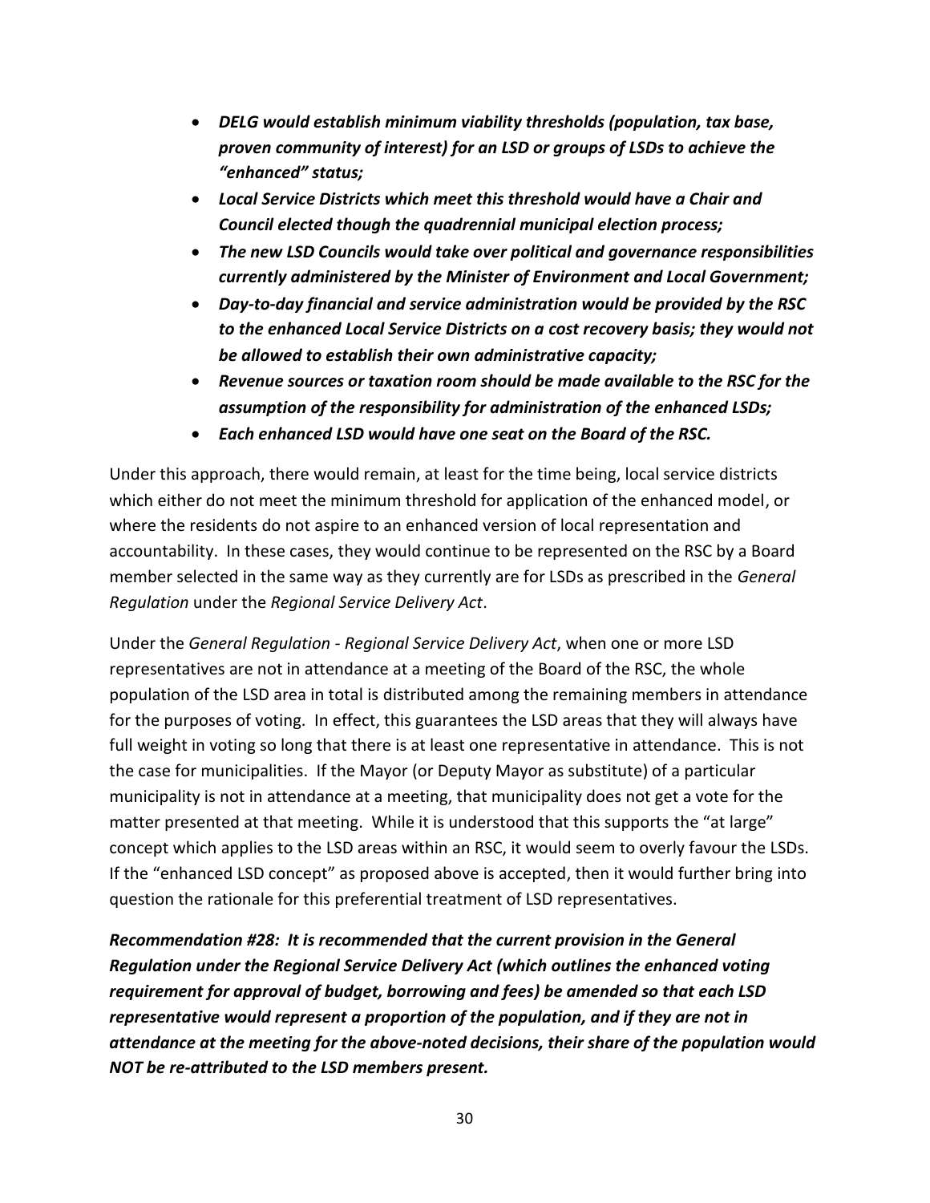- ***DELG would establish minimum viability thresholds (population, tax base, proven community of interest) for an LSD or groups of LSDs to achieve the "enhanced" status;***
- ***Local Service Districts which meet this threshold would have a Chair and Council elected though the quadrennial municipal election process;***
- ***The new LSD Councils would take over political and governance responsibilities currently administered by the Minister of Environment and Local Government;***
- ***Day-to-day financial and service administration would be provided by the RSC to the enhanced Local Service Districts on a cost recovery basis; they would not be allowed to establish their own administrative capacity;***
- ***Revenue sources or taxation room should be made available to the RSC for the assumption of the responsibility for administration of the enhanced LSDs;***
- ***Each enhanced LSD would have one seat on the Board of the RSC.***

Under this approach, there would remain, at least for the time being, local service districts which either do not meet the minimum threshold for application of the enhanced model, or where the residents do not aspire to an enhanced version of local representation and accountability. In these cases, they would continue to be represented on the RSC by a Board member selected in the same way as they currently are for LSDs as prescribed in the *General Regulation* under the *Regional Service Delivery Act*.

Under the *General Regulation - Regional Service Delivery Act*, when one or more LSD representatives are not in attendance at a meeting of the Board of the RSC, the whole population of the LSD area in total is distributed among the remaining members in attendance for the purposes of voting. In effect, this guarantees the LSD areas that they will always have full weight in voting so long that there is at least one representative in attendance. This is not the case for municipalities. If the Mayor (or Deputy Mayor as substitute) of a particular municipality is not in attendance at a meeting, that municipality does not get a vote for the matter presented at that meeting. While it is understood that this supports the "at large" concept which applies to the LSD areas within an RSC, it would seem to overly favour the LSDs. If the "enhanced LSD concept" as proposed above is accepted, then it would further bring into question the rationale for this preferential treatment of LSD representatives.

***Recommendation #28: It is recommended that the current provision in the General Regulation under the Regional Service Delivery Act (which outlines the enhanced voting requirement for approval of budget, borrowing and fees) be amended so that each LSD representative would represent a proportion of the population, and if they are not in attendance at the meeting for the above-noted decisions, their share of the population would NOT be re-attributed to the LSD members present.***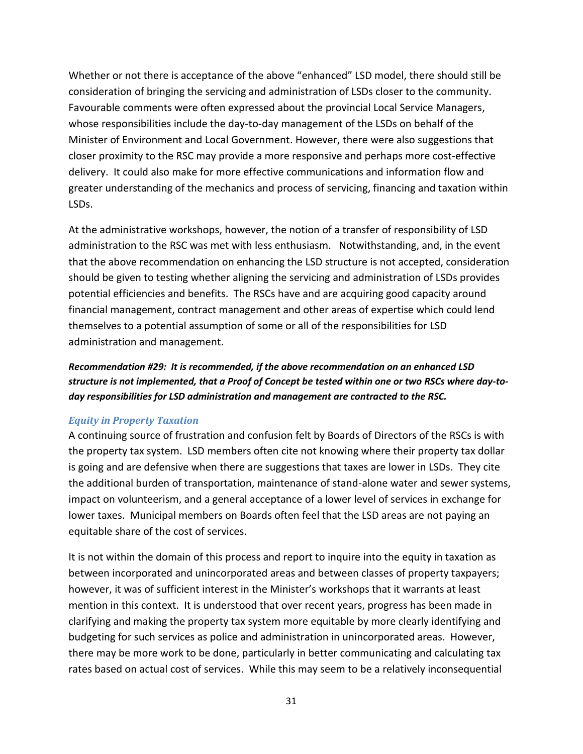Whether or not there is acceptance of the above "enhanced" LSD model, there should still be consideration of bringing the servicing and administration of LSDs closer to the community. Favourable comments were often expressed about the provincial Local Service Managers, whose responsibilities include the day-to-day management of the LSDs on behalf of the Minister of Environment and Local Government. However, there were also suggestions that closer proximity to the RSC may provide a more responsive and perhaps more cost-effective delivery. It could also make for more effective communications and information flow and greater understanding of the mechanics and process of servicing, financing and taxation within LSDs.

At the administrative workshops, however, the notion of a transfer of responsibility of LSD administration to the RSC was met with less enthusiasm. Notwithstanding, and, in the event that the above recommendation on enhancing the LSD structure is not accepted, consideration should be given to testing whether aligning the servicing and administration of LSDs provides potential efficiencies and benefits. The RSCs have and are acquiring good capacity around financial management, contract management and other areas of expertise which could lend themselves to a potential assumption of some or all of the responsibilities for LSD administration and management.

***Recommendation #29: It is recommended, if the above recommendation on an enhanced LSD structure is not implemented, that a Proof of Concept be tested within one or two RSCs where day-to-day responsibilities for LSD administration and management are contracted to the RSC.***

### *Equity in Property Taxation*

A continuing source of frustration and confusion felt by Boards of Directors of the RSCs is with the property tax system. LSD members often cite not knowing where their property tax dollar is going and are defensive when there are suggestions that taxes are lower in LSDs. They cite the additional burden of transportation, maintenance of stand-alone water and sewer systems, impact on volunteerism, and a general acceptance of a lower level of services in exchange for lower taxes. Municipal members on Boards often feel that the LSD areas are not paying an equitable share of the cost of services.

It is not within the domain of this process and report to inquire into the equity in taxation as between incorporated and unincorporated areas and between classes of property taxpayers; however, it was of sufficient interest in the Minister's workshops that it warrants at least mention in this context. It is understood that over recent years, progress has been made in clarifying and making the property tax system more equitable by more clearly identifying and budgeting for such services as police and administration in unincorporated areas. However, there may be more work to be done, particularly in better communicating and calculating tax rates based on actual cost of services. While this may seem to be a relatively inconsequential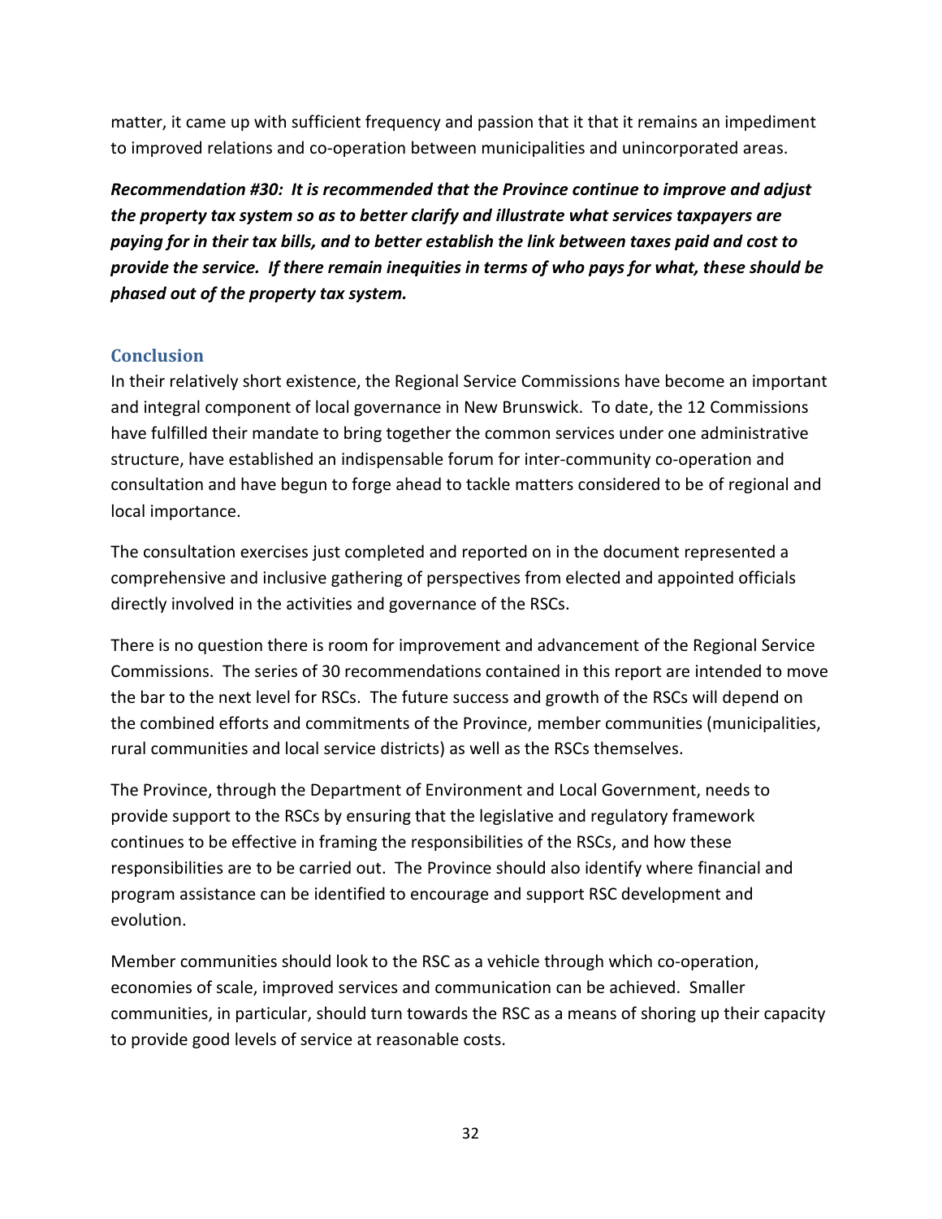matter, it came up with sufficient frequency and passion that it that it remains an impediment to improved relations and co-operation between municipalities and unincorporated areas.

***Recommendation #30: It is recommended that the Province continue to improve and adjust the property tax system so as to better clarify and illustrate what services taxpayers are paying for in their tax bills, and to better establish the link between taxes paid and cost to provide the service. If there remain inequities in terms of who pays for what, these should be phased out of the property tax system.***

## Conclusion

In their relatively short existence, the Regional Service Commissions have become an important and integral component of local governance in New Brunswick. To date, the 12 Commissions have fulfilled their mandate to bring together the common services under one administrative structure, have established an indispensable forum for inter-community co-operation and consultation and have begun to forge ahead to tackle matters considered to be of regional and local importance.

The consultation exercises just completed and reported on in the document represented a comprehensive and inclusive gathering of perspectives from elected and appointed officials directly involved in the activities and governance of the RSCs.

There is no question there is room for improvement and advancement of the Regional Service Commissions. The series of 30 recommendations contained in this report are intended to move the bar to the next level for RSCs. The future success and growth of the RSCs will depend on the combined efforts and commitments of the Province, member communities (municipalities, rural communities and local service districts) as well as the RSCs themselves.

The Province, through the Department of Environment and Local Government, needs to provide support to the RSCs by ensuring that the legislative and regulatory framework continues to be effective in framing the responsibilities of the RSCs, and how these responsibilities are to be carried out. The Province should also identify where financial and program assistance can be identified to encourage and support RSC development and evolution.

Member communities should look to the RSC as a vehicle through which co-operation, economies of scale, improved services and communication can be achieved. Smaller communities, in particular, should turn towards the RSC as a means of shoring up their capacity to provide good levels of service at reasonable costs.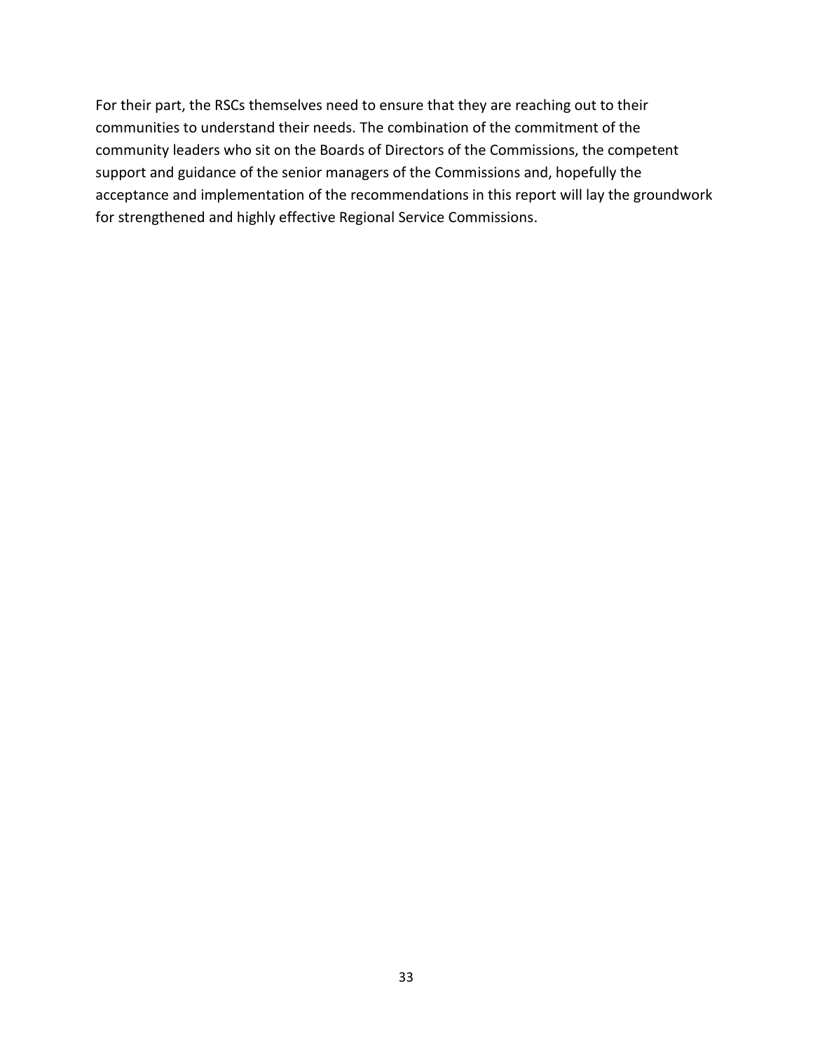For their part, the RSCs themselves need to ensure that they are reaching out to their communities to understand their needs. The combination of the commitment of the community leaders who sit on the Boards of Directors of the Commissions, the competent support and guidance of the senior managers of the Commissions and, hopefully the acceptance and implementation of the recommendations in this report will lay the groundwork for strengthened and highly effective Regional Service Commissions.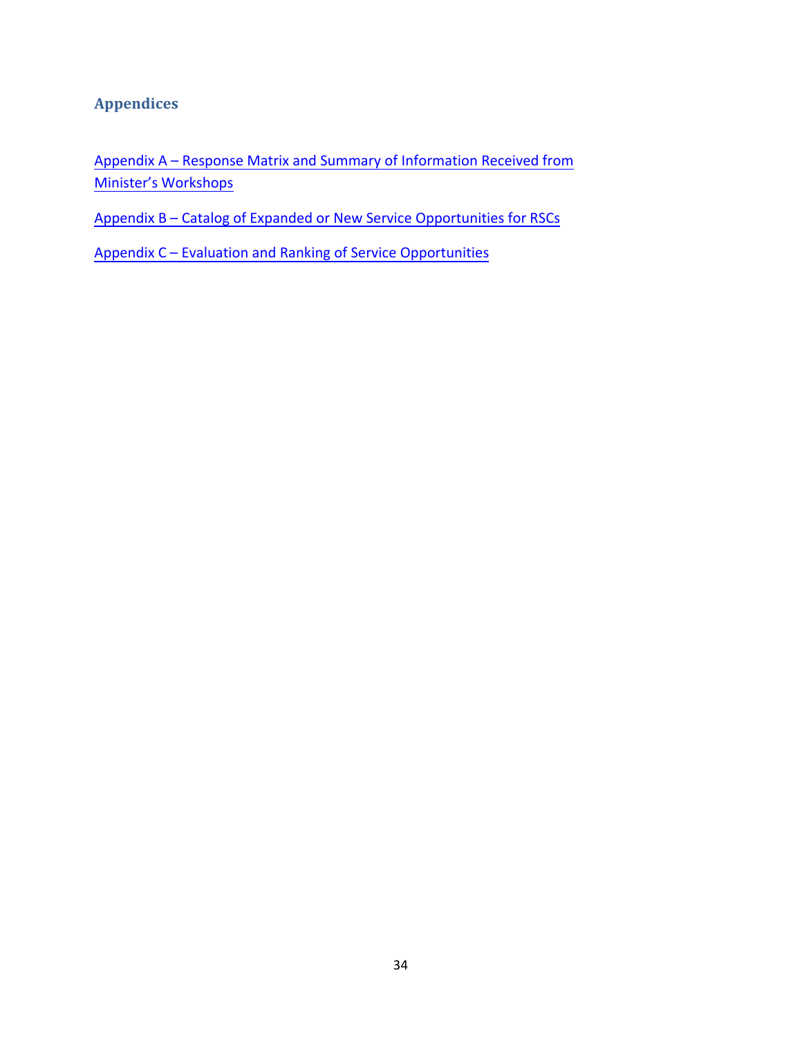## Appendices

Appendix A – Response Matrix and Summary of Information Received from Minister's Workshops

Appendix B – Catalog of Expanded or New Service Opportunities for RSCs

Appendix C – Evaluation and Ranking of Service Opportunities